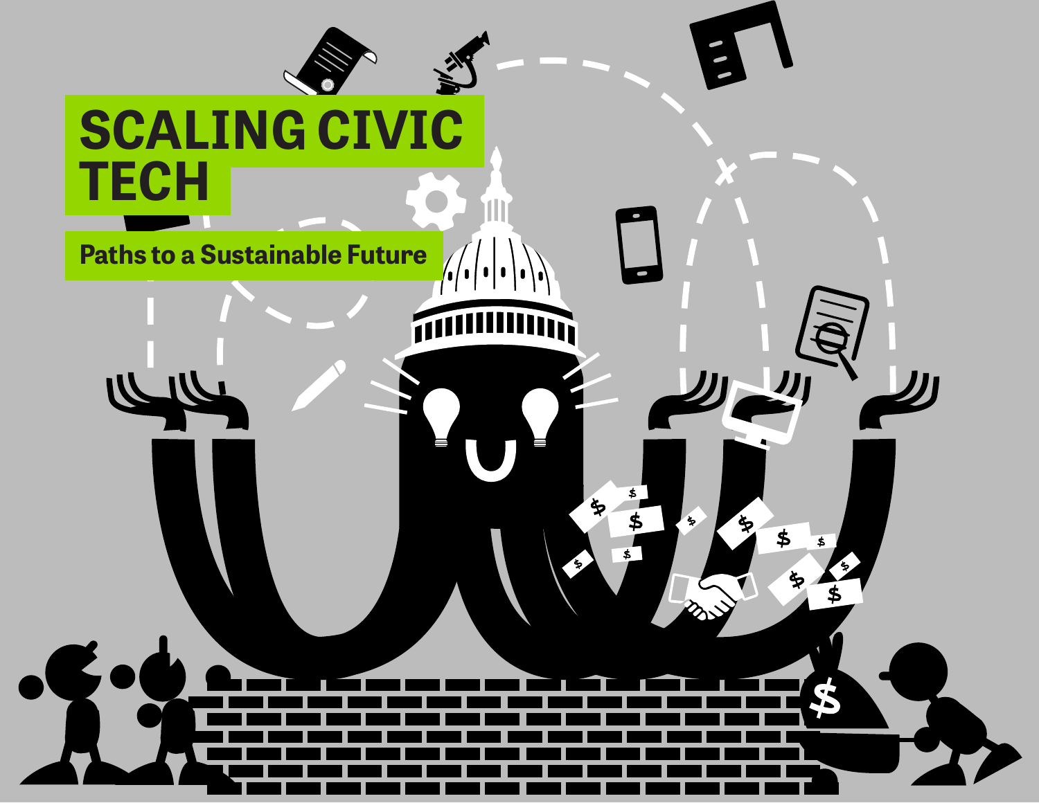# SCALING CIVIC TECH

## Paths to a Sustainable Future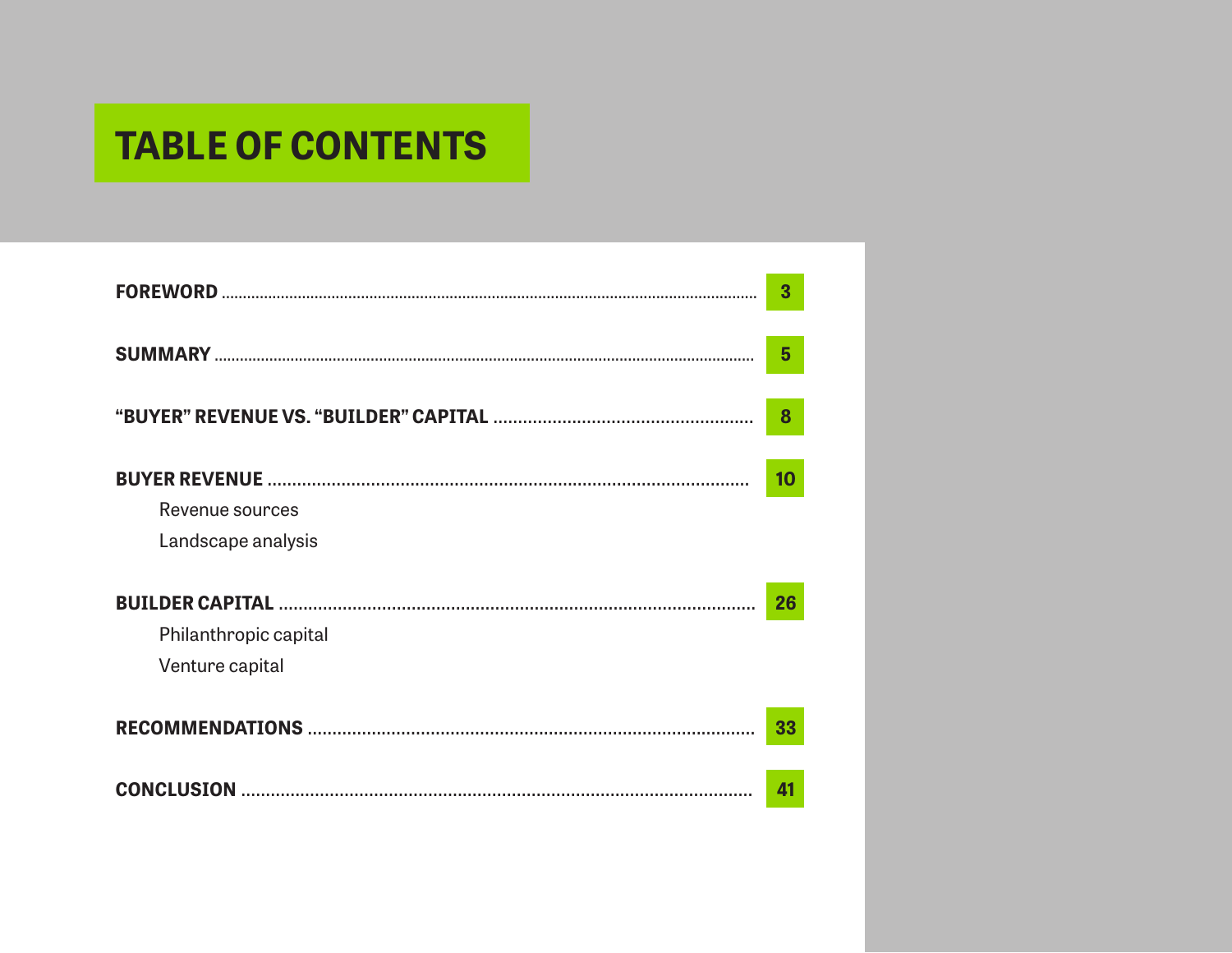# TABLE OF CONTENTS

**FOREWORD** ........ 3

**SUMMARY** ........ 5

**"BUYER" REVENUE VS. "BUILDER" CAPITAL** ........ 8

**BUYER REVENUE** ........ 10

- Revenue sources
- Landscape analysis

**BUILDER CAPITAL** ........ 26

- Philanthropic capital
- Venture capital

**RECOMMENDATIONS** ........ 33

**CONCLUSION** ........ 41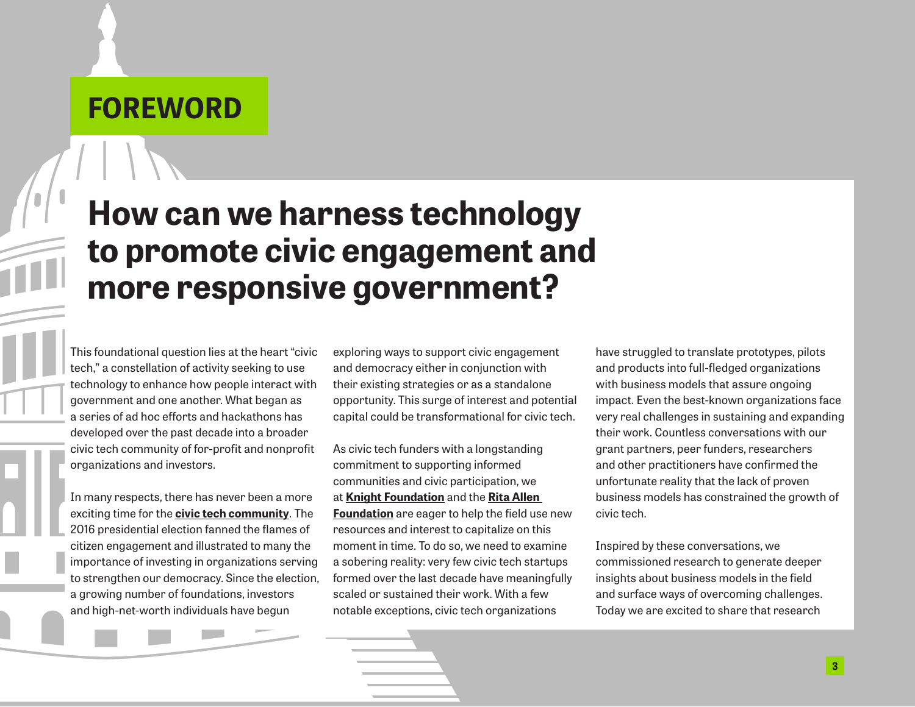# FOREWORD

## How can we harness technology to promote civic engagement and more responsive government?

This foundational question lies at the heart "civic tech," a constellation of activity seeking to use technology to enhance how people interact with government and one another. What began as a series of ad hoc efforts and hackathons has developed over the past decade into a broader civic tech community of for-profit and nonprofit organizations and investors.

In many respects, there has never been a more exciting time for the **civic tech community**. The 2016 presidential election fanned the flames of citizen engagement and illustrated to many the importance of investing in organizations serving to strengthen our democracy. Since the election, a growing number of foundations, investors and high-net-worth individuals have begun exploring ways to support civic engagement and democracy either in conjunction with their existing strategies or as a standalone opportunity. This surge of interest and potential capital could be transformational for civic tech.

As civic tech funders with a longstanding commitment to supporting informed communities and civic participation, we at **Knight Foundation** and the **Rita Allen Foundation** are eager to help the field use new resources and interest to capitalize on this moment in time. To do so, we need to examine a sobering reality: very few civic tech startups formed over the last decade have meaningfully scaled or sustained their work. With a few notable exceptions, civic tech organizations have struggled to translate prototypes, pilots and products into full-fledged organizations with business models that assure ongoing impact. Even the best-known organizations face very real challenges in sustaining and expanding their work. Countless conversations with our grant partners, peer funders, researchers and other practitioners have confirmed the unfortunate reality that the lack of proven business models has constrained the growth of civic tech.

Inspired by these conversations, we commissioned research to generate deeper insights about business models in the field and surface ways of overcoming challenges. Today we are excited to share that research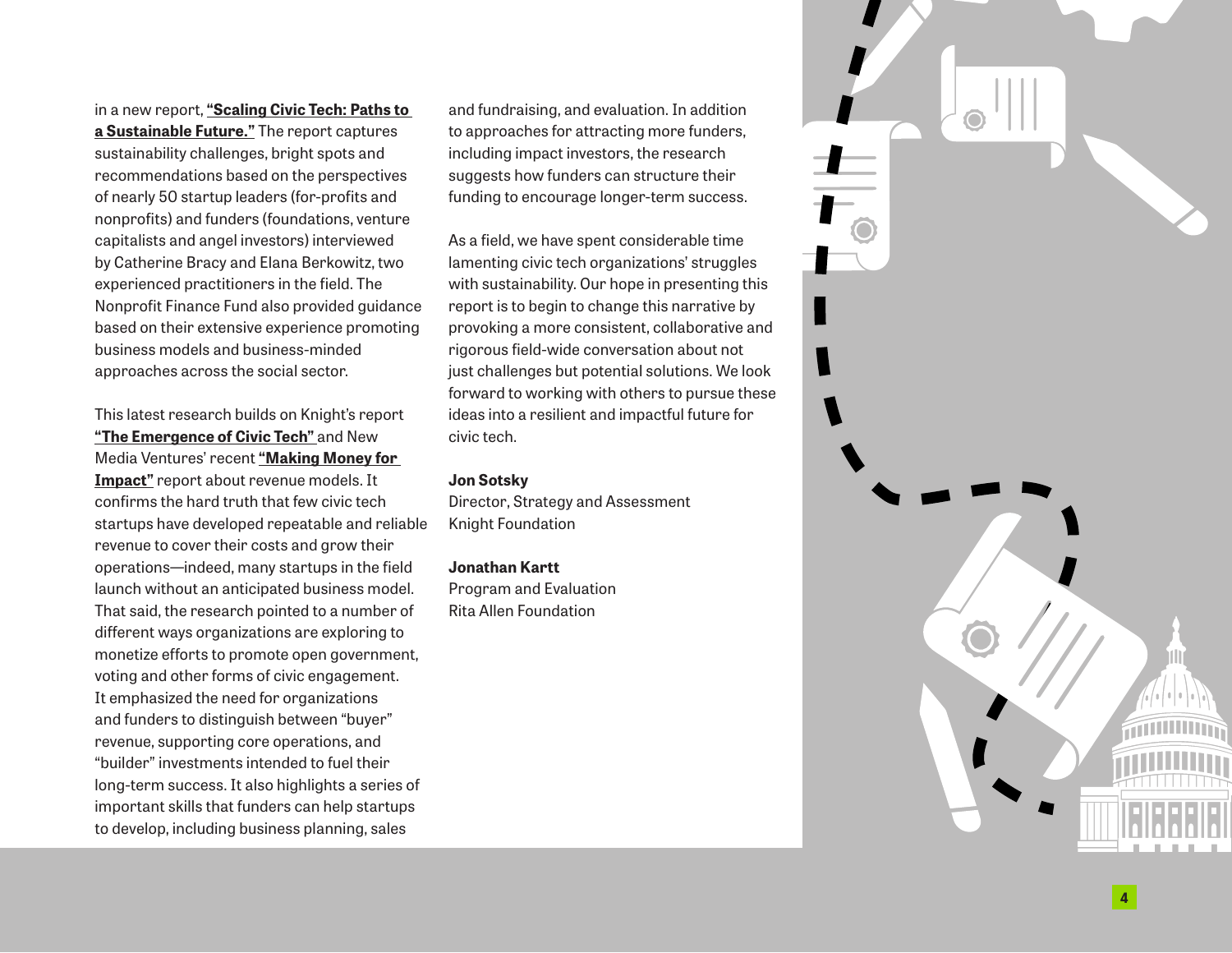in a new report, **"Scaling Civic Tech: Paths to a Sustainable Future."** The report captures sustainability challenges, bright spots and recommendations based on the perspectives of nearly 50 startup leaders (for-profits and nonprofits) and funders (foundations, venture capitalists and angel investors) interviewed by Catherine Bracy and Elana Berkowitz, two experienced practitioners in the field. The Nonprofit Finance Fund also provided guidance based on their extensive experience promoting business models and business-minded approaches across the social sector.

This latest research builds on Knight's report **"The Emergence of Civic Tech"** and New Media Ventures' recent **"Making Money for Impact"** report about revenue models. It confirms the hard truth that few civic tech startups have developed repeatable and reliable revenue to cover their costs and grow their operations—indeed, many startups in the field launch without an anticipated business model. That said, the research pointed to a number of different ways organizations are exploring to monetize efforts to promote open government, voting and other forms of civic engagement. It emphasized the need for organizations and funders to distinguish between "buyer" revenue, supporting core operations, and "builder" investments intended to fuel their long-term success. It also highlights a series of important skills that funders can help startups to develop, including business planning, sales and fundraising, and evaluation. In addition to approaches for attracting more funders, including impact investors, the research suggests how funders can structure their funding to encourage longer-term success.

As a field, we have spent considerable time lamenting civic tech organizations' struggles with sustainability. Our hope in presenting this report is to begin to change this narrative by provoking a more consistent, collaborative and rigorous field-wide conversation about not just challenges but potential solutions. We look forward to working with others to pursue these ideas into a resilient and impactful future for civic tech.

**Jon Sotsky**
Director, Strategy and Assessment
Knight Foundation

**Jonathan Kartt**
Program and Evaluation
Rita Allen Foundation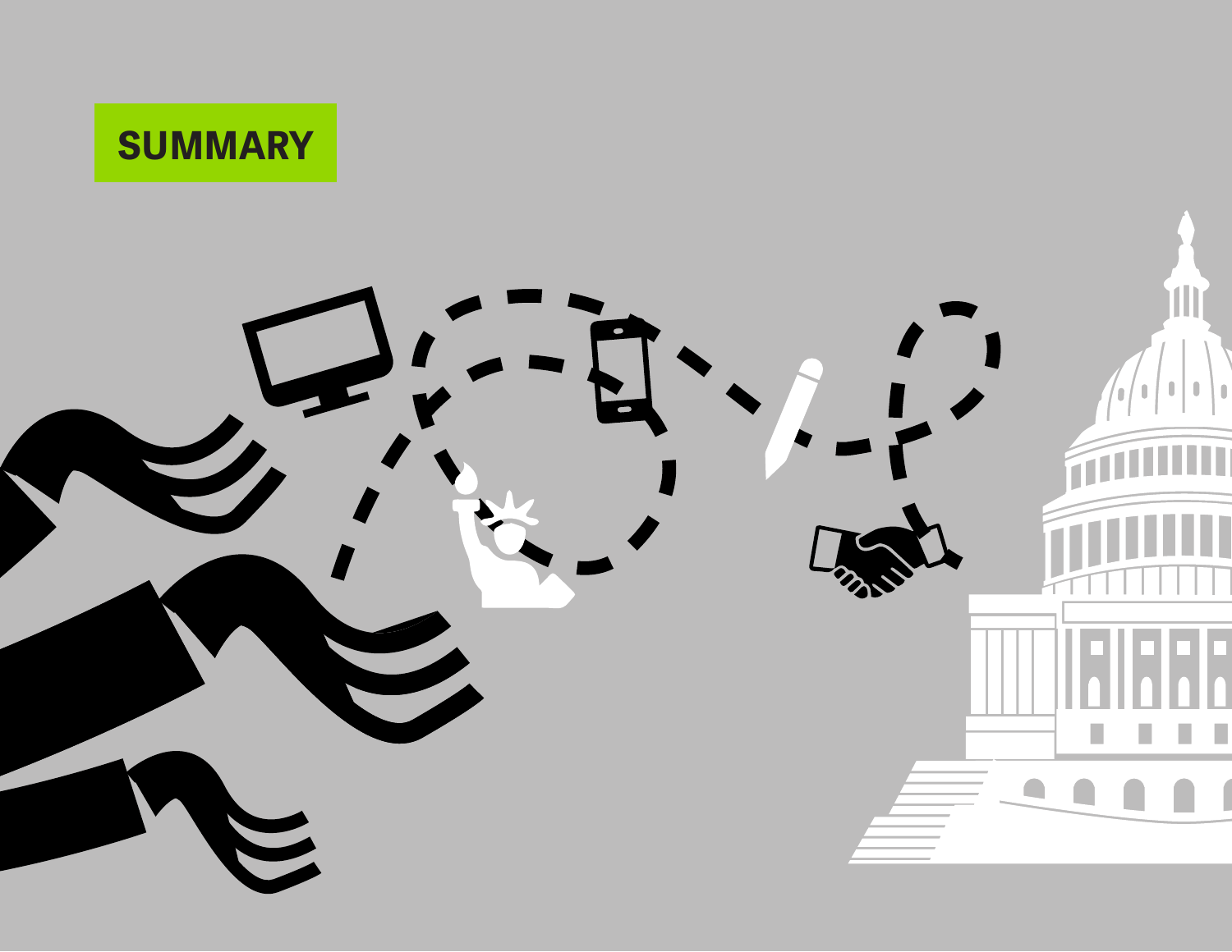# SUMMARY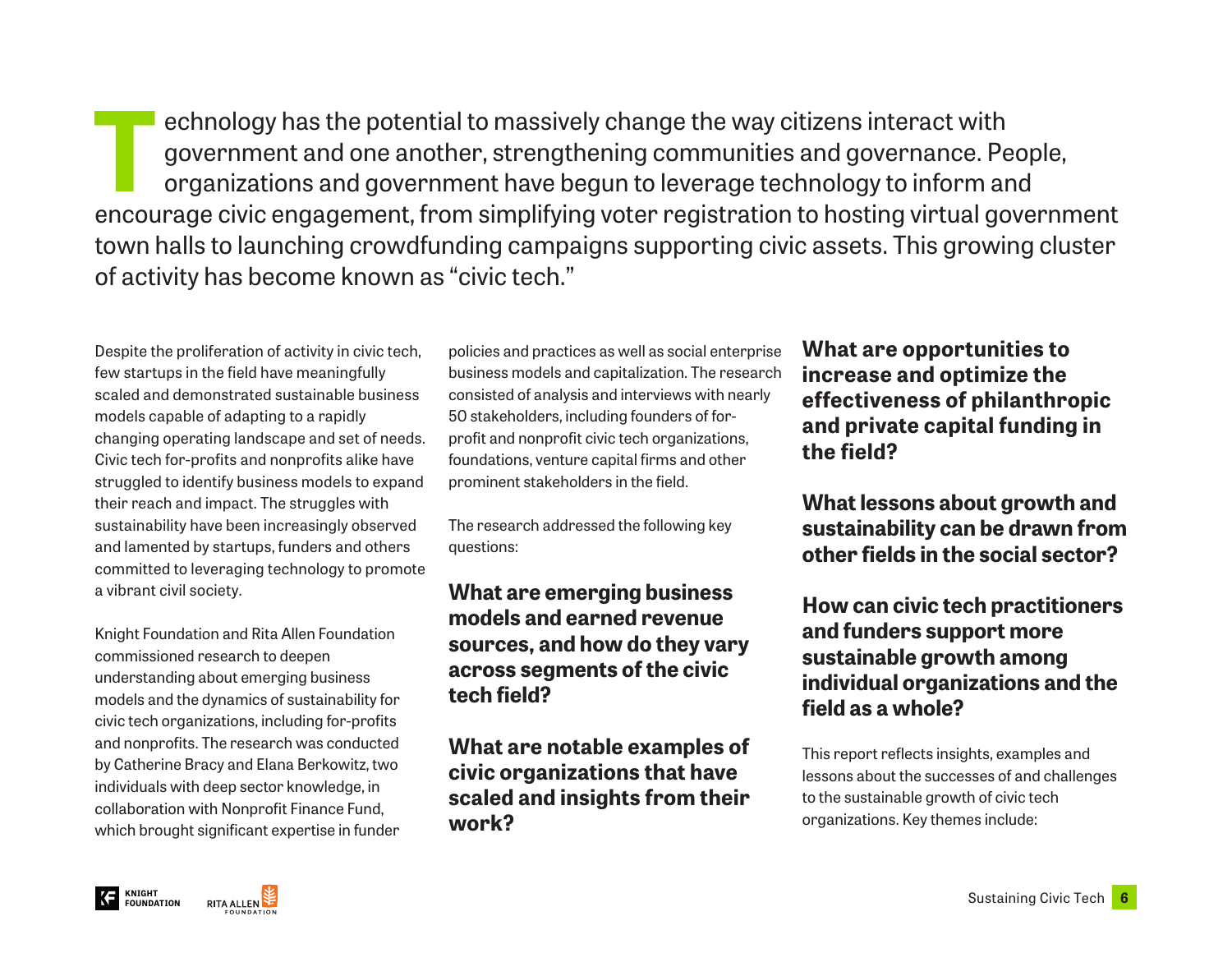Technology has the potential to massively change the way citizens interact with government and one another, strengthening communities and governance. People, organizations and government have begun to leverage technology to inform and encourage civic engagement, from simplifying voter registration to hosting virtual government town halls to launching crowdfunding campaigns supporting civic assets. This growing cluster of activity has become known as "civic tech."

Despite the proliferation of activity in civic tech, few startups in the field have meaningfully scaled and demonstrated sustainable business models capable of adapting to a rapidly changing operating landscape and set of needs. Civic tech for-profits and nonprofits alike have struggled to identify business models to expand their reach and impact. The struggles with sustainability have been increasingly observed and lamented by startups, funders and others committed to leveraging technology to promote a vibrant civil society.

Knight Foundation and Rita Allen Foundation commissioned research to deepen understanding about emerging business models and the dynamics of sustainability for civic tech organizations, including for-profits and nonprofits. The research was conducted by Catherine Bracy and Elana Berkowitz, two individuals with deep sector knowledge, in collaboration with Nonprofit Finance Fund, which brought significant expertise in funder policies and practices as well as social enterprise business models and capitalization. The research consisted of analysis and interviews with nearly 50 stakeholders, including founders of for-profit and nonprofit civic tech organizations, foundations, venture capital firms and other prominent stakeholders in the field.

The research addressed the following key questions:

**What are emerging business models and earned revenue sources, and how do they vary across segments of the civic tech field?**

**What are notable examples of civic organizations that have scaled and insights from their work?**

**What are opportunities to increase and optimize the effectiveness of philanthropic and private capital funding in the field?**

**What lessons about growth and sustainability can be drawn from other fields in the social sector?**

**How can civic tech practitioners and funders support more sustainable growth among individual organizations and the field as a whole?**

This report reflects insights, examples and lessons about the successes of and challenges to the sustainable growth of civic tech organizations. Key themes include: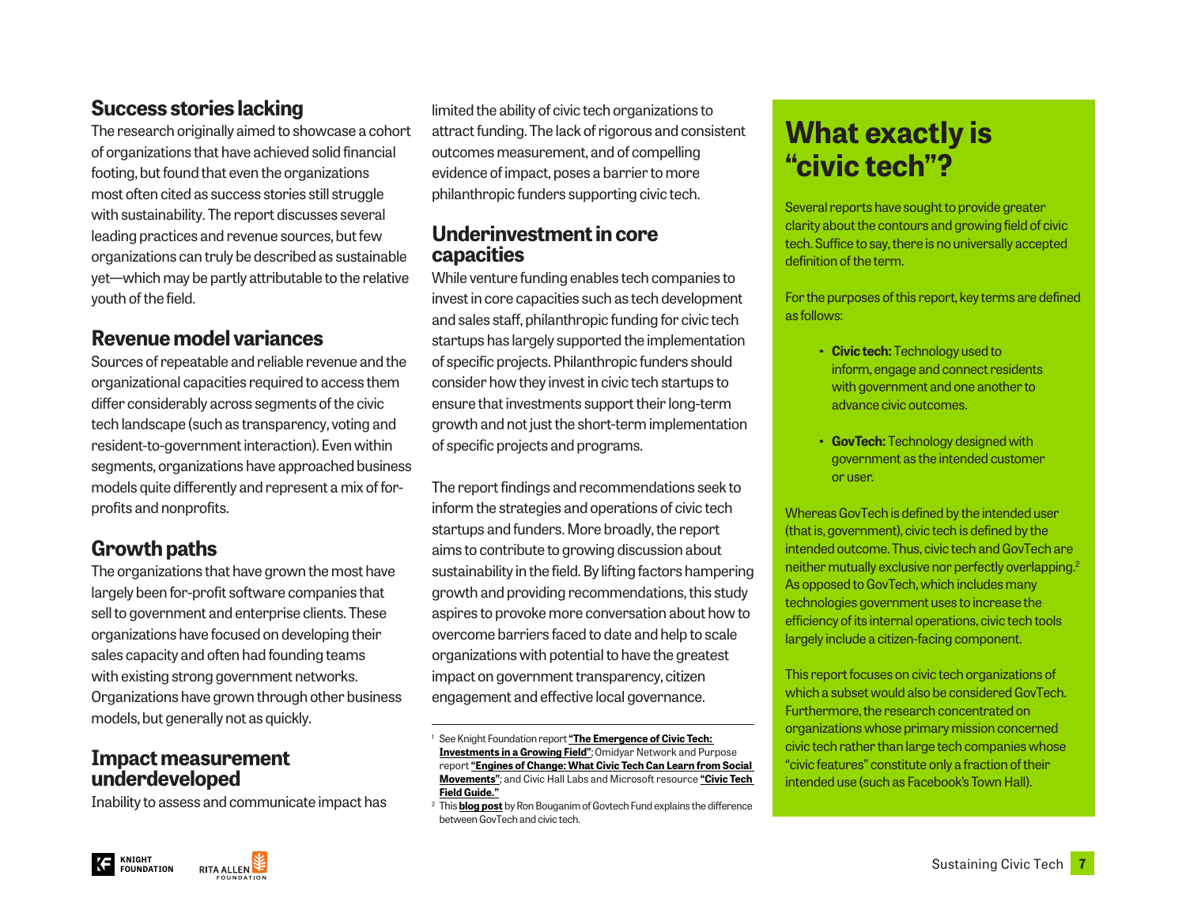## Success stories lacking

The research originally aimed to showcase a cohort of organizations that have achieved solid financial footing, but found that even the organizations most often cited as success stories still struggle with sustainability. The report discusses several leading practices and revenue sources, but few organizations can truly be described as sustainable yet—which may be partly attributable to the relative youth of the field.

## Revenue model variances

Sources of repeatable and reliable revenue and the organizational capacities required to access them differ considerably across segments of the civic tech landscape (such as transparency, voting and resident-to-government interaction). Even within segments, organizations have approached business models quite differently and represent a mix of for-profits and nonprofits.

## Growth paths

The organizations that have grown the most have largely been for-profit software companies that sell to government and enterprise clients. These organizations have focused on developing their sales capacity and often had founding teams with existing strong government networks. Organizations have grown through other business models, but generally not as quickly.

## Impact measurement underdeveloped

Inability to assess and communicate impact has limited the ability of civic tech organizations to attract funding. The lack of rigorous and consistent outcomes measurement, and of compelling evidence of impact, poses a barrier to more philanthropic funders supporting civic tech.

## Underinvestment in core capacities

While venture funding enables tech companies to invest in core capacities such as tech development and sales staff, philanthropic funding for civic tech startups has largely supported the implementation of specific projects. Philanthropic funders should consider how they invest in civic tech startups to ensure that investments support their long-term growth and not just the short-term implementation of specific projects and programs.

The report findings and recommendations seek to inform the strategies and operations of civic tech startups and funders. More broadly, the report aims to contribute to growing discussion about sustainability in the field. By lifting factors hampering growth and providing recommendations, this study aspires to provoke more conversation about how to overcome barriers faced to date and help to scale organizations with potential to have the greatest impact on government transparency, citizen engagement and effective local governance.

[1] See Knight Foundation report **"The Emergence of Civic Tech: Investments in a Growing Field"**; Omidyar Network and Purpose report **"Engines of Change: What Civic Tech Can Learn from Social Movements"**; and Civic Hall Labs and Microsoft resource **"Civic Tech Field Guide."**

[2] This **blog post** by Ron Bouganim of Govtech Fund explains the difference between GovTech and civic tech.

# What exactly is "civic tech"?

Several reports have sought to provide greater clarity about the contours and growing field of civic tech. Suffice to say, there is no universally accepted definition of the term.

For the purposes of this report, key terms are defined as follows:

- **Civic tech:** Technology used to inform, engage and connect residents with government and one another to advance civic outcomes.
- **GovTech:** Technology designed with government as the intended customer or user.

Whereas GovTech is defined by the intended user (that is, government), civic tech is defined by the intended outcome. Thus, civic tech and GovTech are neither mutually exclusive nor perfectly overlapping.[2] As opposed to GovTech, which includes many technologies government uses to increase the efficiency of its internal operations, civic tech tools largely include a citizen-facing component.

This report focuses on civic tech organizations of which a subset would also be considered GovTech. Furthermore, the research concentrated on organizations whose primary mission concerned civic tech rather than large tech companies whose "civic features" constitute only a fraction of their intended use (such as Facebook's Town Hall).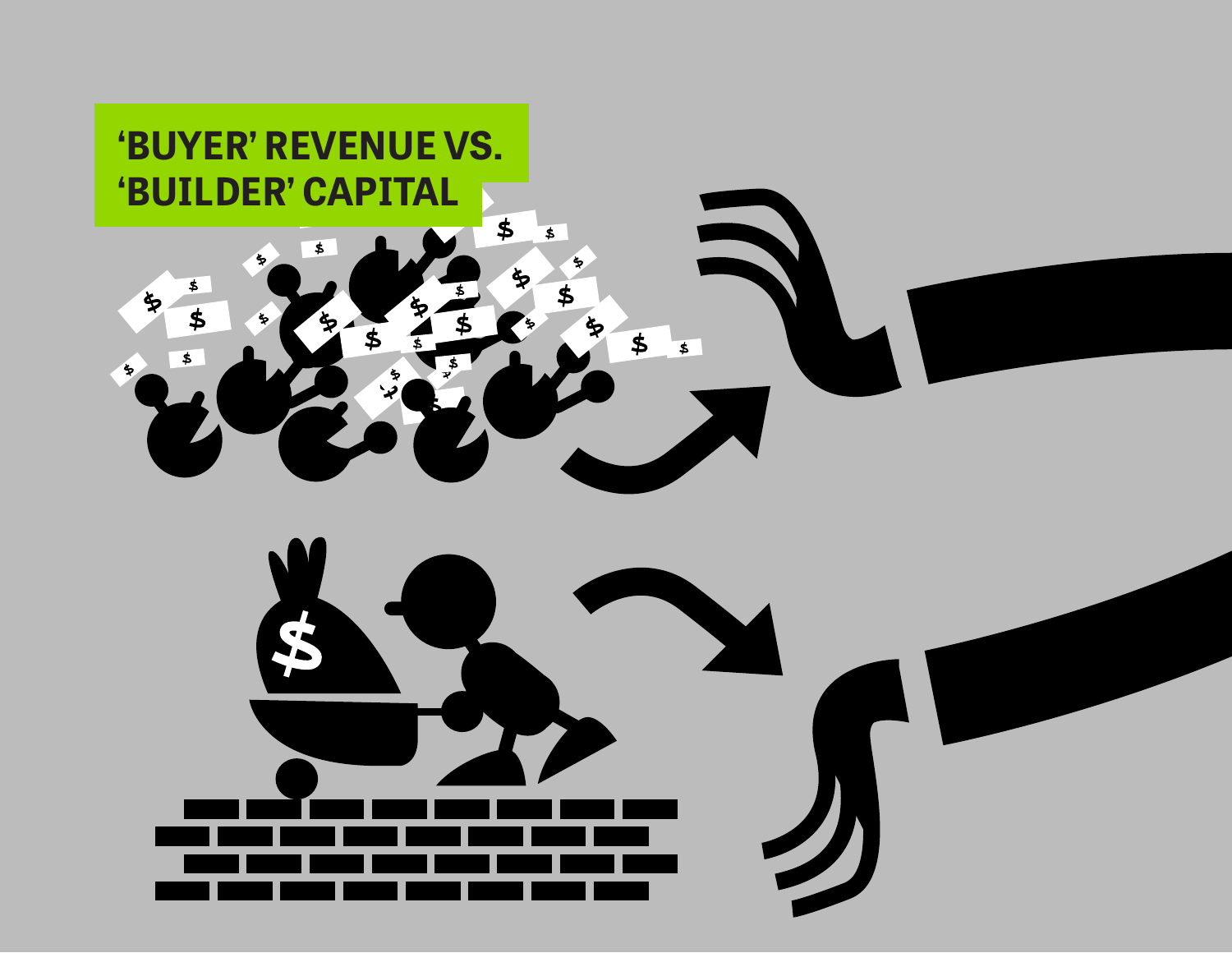# 'BUYER' REVENUE VS. 'BUILDER' CAPITAL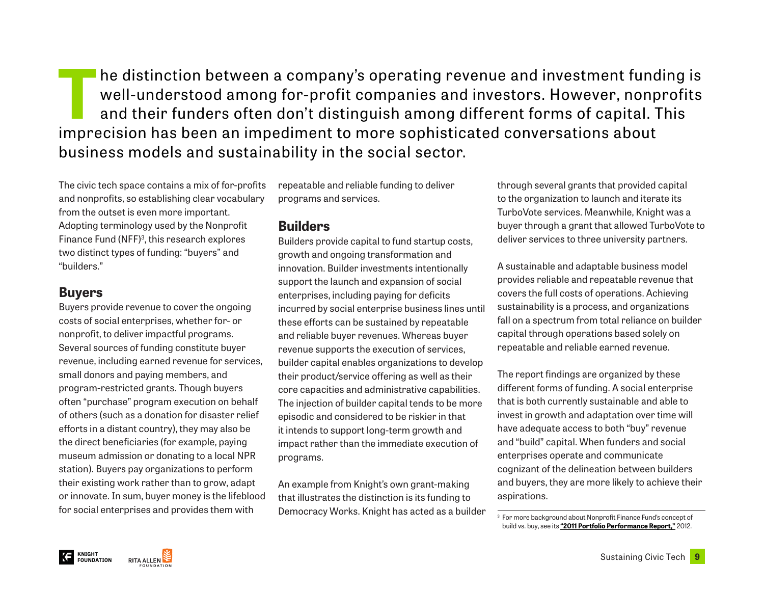The distinction between a company's operating revenue and investment funding is well-understood among for-profit companies and investors. However, nonprofits and their funders often don't distinguish among different forms of capital. This imprecision has been an impediment to more sophisticated conversations about business models and sustainability in the social sector.

The civic tech space contains a mix of for-profits and nonprofits, so establishing clear vocabulary from the outset is even more important. Adopting terminology used by the Nonprofit Finance Fund (NFF)[3], this research explores two distinct types of funding: "buyers" and "builders."

## Buyers

Buyers provide revenue to cover the ongoing costs of social enterprises, whether for- or nonprofit, to deliver impactful programs. Several sources of funding constitute buyer revenue, including earned revenue for services, small donors and paying members, and program-restricted grants. Though buyers often "purchase" program execution on behalf of others (such as a donation for disaster relief efforts in a distant country), they may also be the direct beneficiaries (for example, paying museum admission or donating to a local NPR station). Buyers pay organizations to perform their existing work rather than to grow, adapt or innovate. In sum, buyer money is the lifeblood for social enterprises and provides them with repeatable and reliable funding to deliver programs and services.

## Builders

Builders provide capital to fund startup costs, growth and ongoing transformation and innovation. Builder investments intentionally support the launch and expansion of social enterprises, including paying for deficits incurred by social enterprise business lines until these efforts can be sustained by repeatable and reliable buyer revenues. Whereas buyer revenue supports the execution of services, builder capital enables organizations to develop their product/service offering as well as their core capacities and administrative capabilities. The injection of builder capital tends to be more episodic and considered to be riskier in that it intends to support long-term growth and impact rather than the immediate execution of programs.

An example from Knight's own grant-making that illustrates the distinction is its funding to Democracy Works. Knight has acted as a builder through several grants that provided capital to the organization to launch and iterate its TurboVote services. Meanwhile, Knight was a buyer through a grant that allowed TurboVote to deliver services to three university partners.

A sustainable and adaptable business model provides reliable and repeatable revenue that covers the full costs of operations. Achieving sustainability is a process, and organizations fall on a spectrum from total reliance on builder capital through operations based solely on repeatable and reliable earned revenue.

The report findings are organized by these different forms of funding. A social enterprise that is both currently sustainable and able to invest in growth and adaptation over time will have adequate access to both "buy" revenue and "build" capital. When funders and social enterprises operate and communicate cognizant of the delineation between builders and buyers, they are more likely to achieve their aspirations.

[3] For more background about Nonprofit Finance Fund's concept of build vs. buy, see its **"2011 Portfolio Performance Report,"** 2012.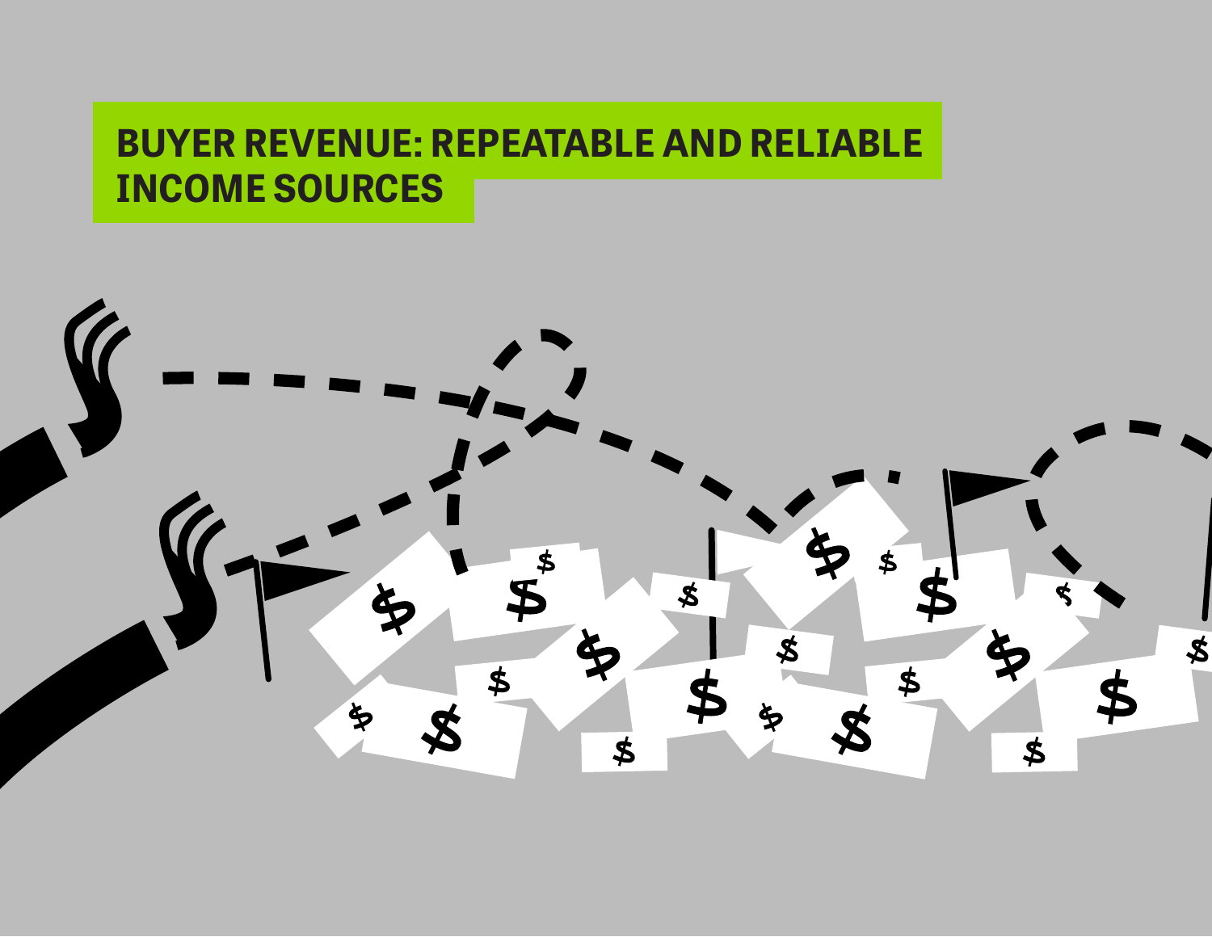# BUYER REVENUE: REPEATABLE AND RELIABLE INCOME SOURCES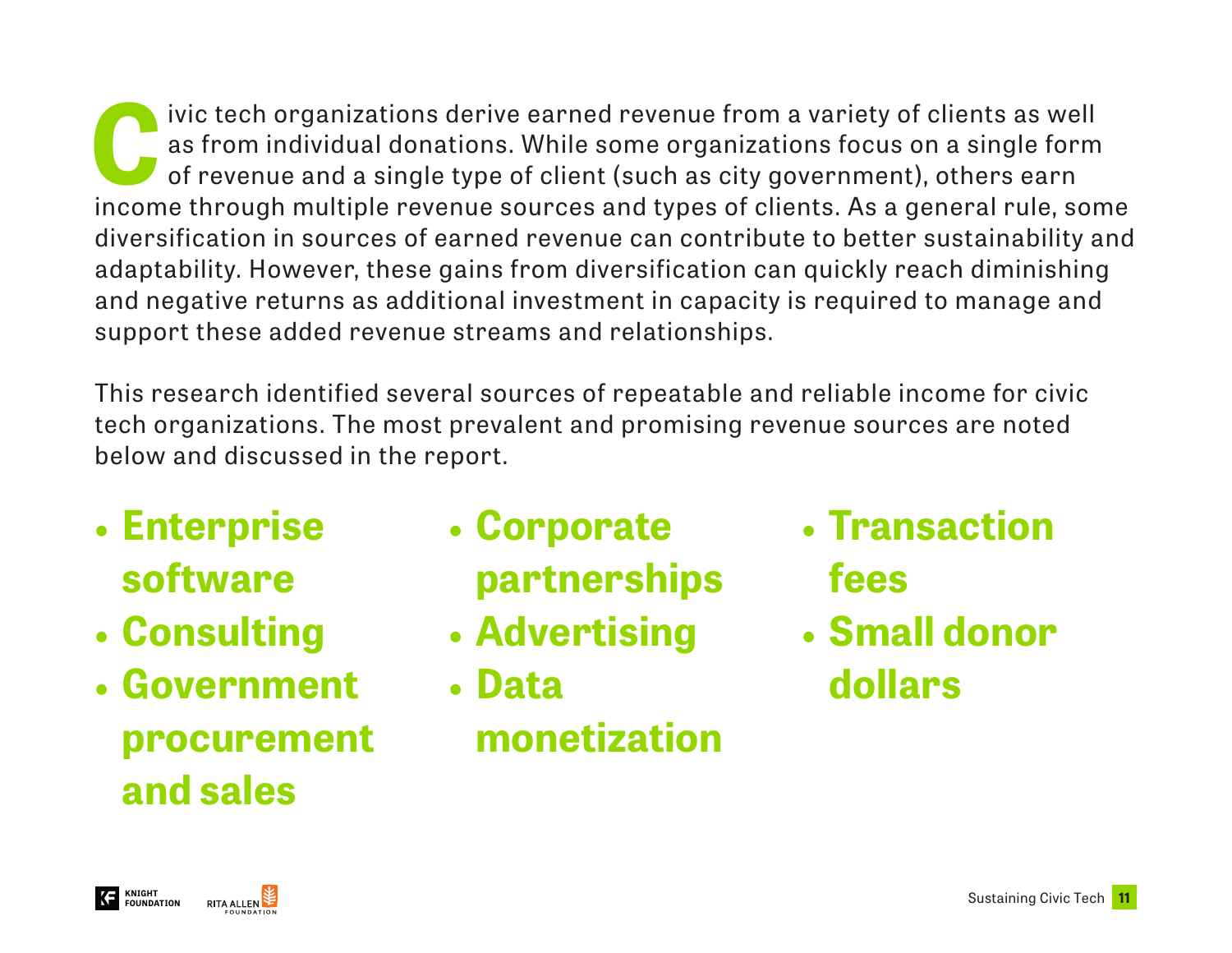Civic tech organizations derive earned revenue from a variety of clients as well as from individual donations. While some organizations focus on a single form of revenue and a single type of client (such as city government), others earn income through multiple revenue sources and types of clients. As a general rule, some diversification in sources of earned revenue can contribute to better sustainability and adaptability. However, these gains from diversification can quickly reach diminishing and negative returns as additional investment in capacity is required to manage and support these added revenue streams and relationships.

This research identified several sources of repeatable and reliable income for civic tech organizations. The most prevalent and promising revenue sources are noted below and discussed in the report.

- **Enterprise software**
- **Consulting**
- **Government procurement and sales**
- **Corporate partnerships**
- **Advertising**
- **Data monetization**
- **Transaction fees**
- **Small donor dollars**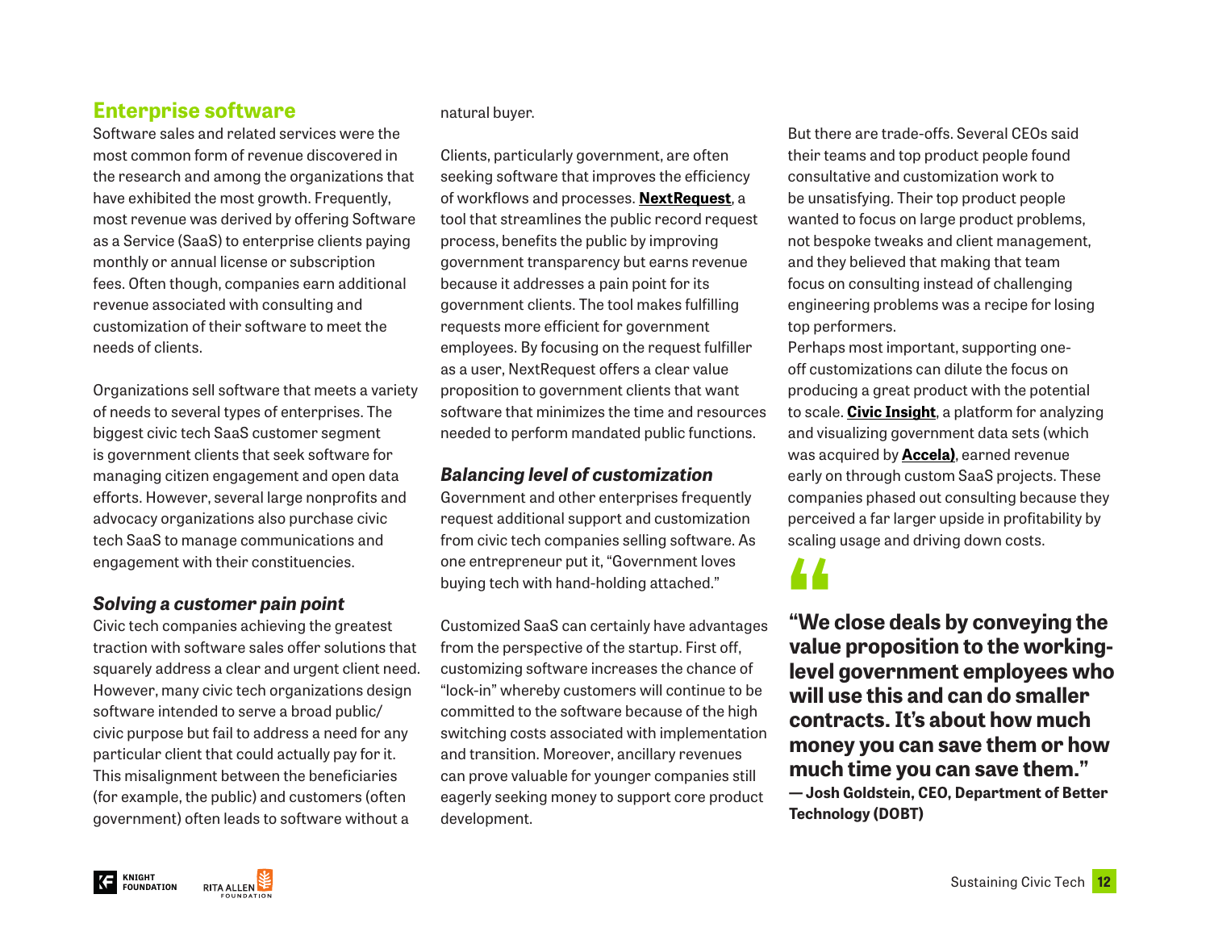## Enterprise software

Software sales and related services were the most common form of revenue discovered in the research and among the organizations that have exhibited the most growth. Frequently, most revenue was derived by offering Software as a Service (SaaS) to enterprise clients paying monthly or annual license or subscription fees. Often though, companies earn additional revenue associated with consulting and customization of their software to meet the needs of clients.

Organizations sell software that meets a variety of needs to several types of enterprises. The biggest civic tech SaaS customer segment is government clients that seek software for managing citizen engagement and open data efforts. However, several large nonprofits and advocacy organizations also purchase civic tech SaaS to manage communications and engagement with their constituencies.

### *Solving a customer pain point*

Civic tech companies achieving the greatest traction with software sales offer solutions that squarely address a clear and urgent client need. However, many civic tech organizations design software intended to serve a broad public/civic purpose but fail to address a need for any particular client that could actually pay for it. This misalignment between the beneficiaries (for example, the public) and customers (often government) often leads to software without a natural buyer.

Clients, particularly government, are often seeking software that improves the efficiency of workflows and processes. **NextRequest**, a tool that streamlines the public record request process, benefits the public by improving government transparency but earns revenue because it addresses a pain point for its government clients. The tool makes fulfilling requests more efficient for government employees. By focusing on the request fulfiller as a user, NextRequest offers a clear value proposition to government clients that want software that minimizes the time and resources needed to perform mandated public functions.

### *Balancing level of customization*

Government and other enterprises frequently request additional support and customization from civic tech companies selling software. As one entrepreneur put it, "Government loves buying tech with hand-holding attached."

Customized SaaS can certainly have advantages from the perspective of the startup. First off, customizing software increases the chance of "lock-in" whereby customers will continue to be committed to the software because of the high switching costs associated with implementation and transition. Moreover, ancillary revenues can prove valuable for younger companies still eagerly seeking money to support core product development.

But there are trade-offs. Several CEOs said their teams and top product people found consultative and customization work to be unsatisfying. Their top product people wanted to focus on large product problems, not bespoke tweaks and client management, and they believed that making that team focus on consulting instead of challenging engineering problems was a recipe for losing top performers.

Perhaps most important, supporting one-off customizations can dilute the focus on producing a great product with the potential to scale. **Civic Insight**, a platform for analyzing and visualizing government data sets (which was acquired by **Accela)**, earned revenue early on through custom SaaS projects. These companies phased out consulting because they perceived a far larger upside in profitability by scaling usage and driving down costs.

> **"We close deals by conveying the value proposition to the working-level government employees who will use this and can do smaller contracts. It's about how much money you can save them or how much time you can save them."**
>
> **— Josh Goldstein, CEO, Department of Better Technology (DOBT)**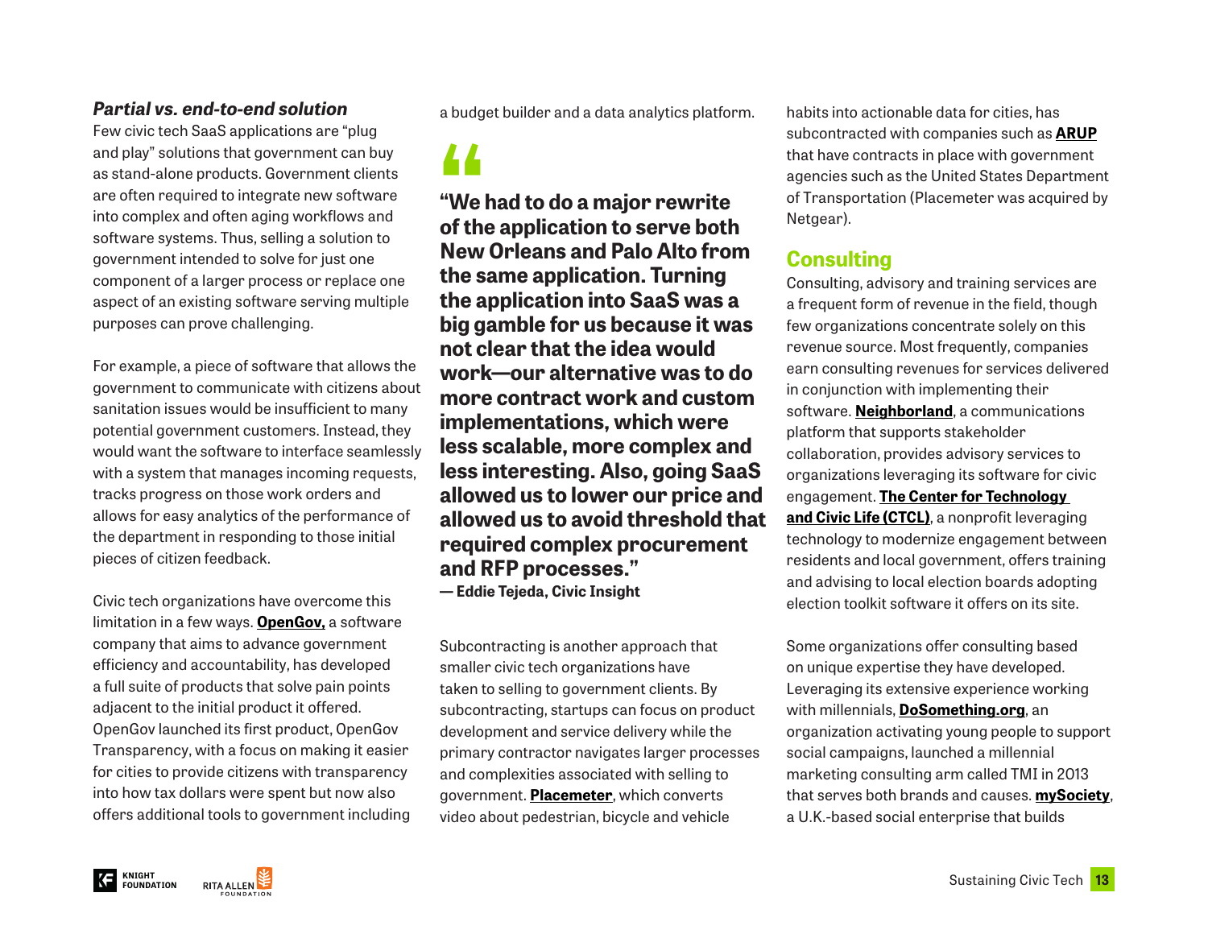***Partial vs. end-to-end solution***

Few civic tech SaaS applications are "plug and play" solutions that government can buy as stand-alone products. Government clients are often required to integrate new software into complex and often aging workflows and software systems. Thus, selling a solution to government intended to solve for just one component of a larger process or replace one aspect of an existing software serving multiple purposes can prove challenging.

For example, a piece of software that allows the government to communicate with citizens about sanitation issues would be insufficient to many potential government customers. Instead, they would want the software to interface seamlessly with a system that manages incoming requests, tracks progress on those work orders and allows for easy analytics of the performance of the department in responding to those initial pieces of citizen feedback.

Civic tech organizations have overcome this limitation in a few ways. **OpenGov,** a software company that aims to advance government efficiency and accountability, has developed a full suite of products that solve pain points adjacent to the initial product it offered. OpenGov launched its first product, OpenGov Transparency, with a focus on making it easier for cities to provide citizens with transparency into how tax dollars were spent but now also offers additional tools to government including a budget builder and a data analytics platform.

> **"We had to do a major rewrite of the application to serve both New Orleans and Palo Alto from the same application. Turning the application into SaaS was a big gamble for us because it was not clear that the idea would work—our alternative was to do more contract work and custom implementations, which were less scalable, more complex and less interesting. Also, going SaaS allowed us to lower our price and allowed us to avoid threshold that required complex procurement and RFP processes."**
> **— Eddie Tejeda, Civic Insight**

Subcontracting is another approach that smaller civic tech organizations have taken to selling to government clients. By subcontracting, startups can focus on product development and service delivery while the primary contractor navigates larger processes and complexities associated with selling to government. **Placemeter**, which converts video about pedestrian, bicycle and vehicle habits into actionable data for cities, has subcontracted with companies such as **ARUP** that have contracts in place with government agencies such as the United States Department of Transportation (Placemeter was acquired by Netgear).

## Consulting

Consulting, advisory and training services are a frequent form of revenue in the field, though few organizations concentrate solely on this revenue source. Most frequently, companies earn consulting revenues for services delivered in conjunction with implementing their software. **Neighborland**, a communications platform that supports stakeholder collaboration, provides advisory services to organizations leveraging its software for civic engagement. **The Center for Technology and Civic Life (CTCL)**, a nonprofit leveraging technology to modernize engagement between residents and local government, offers training and advising to local election boards adopting election toolkit software it offers on its site.

Some organizations offer consulting based on unique expertise they have developed. Leveraging its extensive experience working with millennials, **DoSomething.org**, an organization activating young people to support social campaigns, launched a millennial marketing consulting arm called TMI in 2013 that serves both brands and causes. **mySociety**, a U.K.-based social enterprise that builds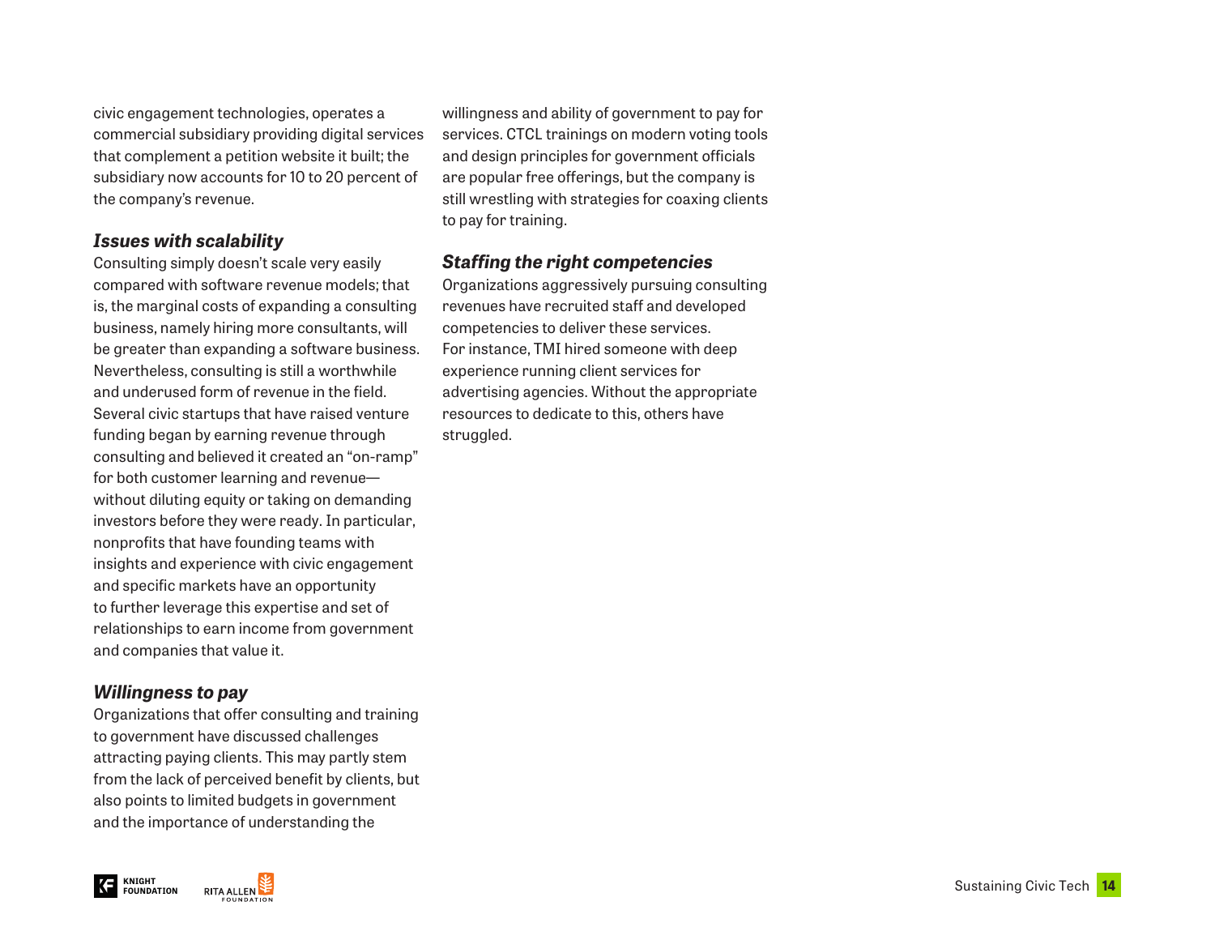civic engagement technologies, operates a commercial subsidiary providing digital services that complement a petition website it built; the subsidiary now accounts for 10 to 20 percent of the company's revenue.

### *Issues with scalability*

Consulting simply doesn't scale very easily compared with software revenue models; that is, the marginal costs of expanding a consulting business, namely hiring more consultants, will be greater than expanding a software business. Nevertheless, consulting is still a worthwhile and underused form of revenue in the field. Several civic startups that have raised venture funding began by earning revenue through consulting and believed it created an "on-ramp" for both customer learning and revenue—without diluting equity or taking on demanding investors before they were ready. In particular, nonprofits that have founding teams with insights and experience with civic engagement and specific markets have an opportunity to further leverage this expertise and set of relationships to earn income from government and companies that value it.

### *Willingness to pay*

Organizations that offer consulting and training to government have discussed challenges attracting paying clients. This may partly stem from the lack of perceived benefit by clients, but also points to limited budgets in government and the importance of understanding the willingness and ability of government to pay for services. CTCL trainings on modern voting tools and design principles for government officials are popular free offerings, but the company is still wrestling with strategies for coaxing clients to pay for training.

### *Staffing the right competencies*

Organizations aggressively pursuing consulting revenues have recruited staff and developed competencies to deliver these services. For instance, TMI hired someone with deep experience running client services for advertising agencies. Without the appropriate resources to dedicate to this, others have struggled.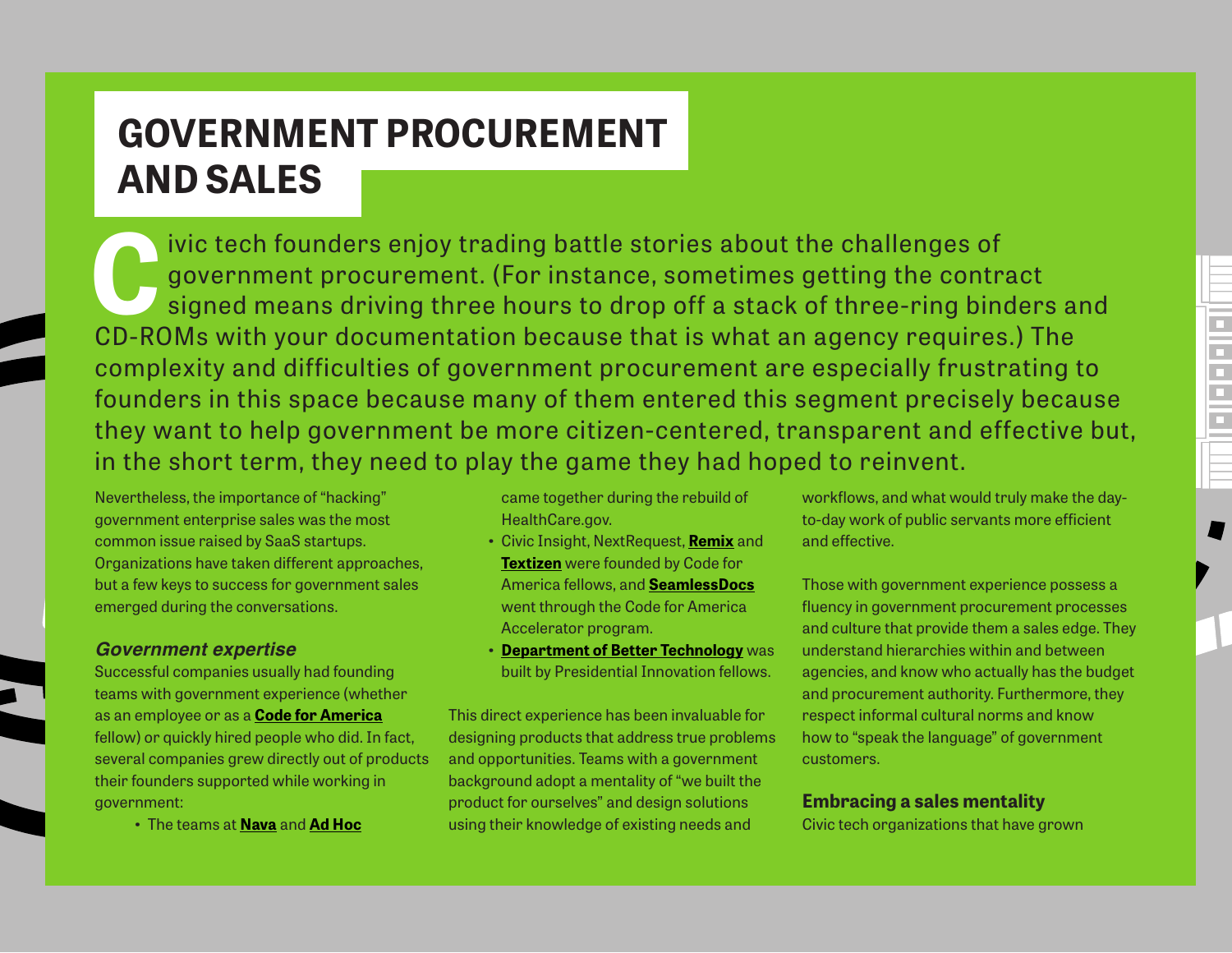# GOVERNMENT PROCUREMENT AND SALES

Civic tech founders enjoy trading battle stories about the challenges of government procurement. (For instance, sometimes getting the contract signed means driving three hours to drop off a stack of three-ring binders and CD-ROMs with your documentation because that is what an agency requires.) The complexity and difficulties of government procurement are especially frustrating to founders in this space because many of them entered this segment precisely because they want to help government be more citizen-centered, transparent and effective but, in the short term, they need to play the game they had hoped to reinvent.

Nevertheless, the importance of "hacking" government enterprise sales was the most common issue raised by SaaS startups. Organizations have taken different approaches, but a few keys to success for government sales emerged during the conversations.

### *Government expertise*

Successful companies usually had founding teams with government experience (whether as an employee or as a **Code for America** fellow) or quickly hired people who did. In fact, several companies grew directly out of products their founders supported while working in government:

- The teams at **Nava** and **Ad Hoc** came together during the rebuild of HealthCare.gov.
- Civic Insight, NextRequest, **Remix** and **Textizen** were founded by Code for America fellows, and **SeamlessDocs** went through the Code for America Accelerator program.
- **Department of Better Technology** was built by Presidential Innovation fellows.

This direct experience has been invaluable for designing products that address true problems and opportunities. Teams with a government background adopt a mentality of "we built the product for ourselves" and design solutions using their knowledge of existing needs and workflows, and what would truly make the day-to-day work of public servants more efficient and effective.

Those with government experience possess a fluency in government procurement processes and culture that provide them a sales edge. They understand hierarchies within and between agencies, and know who actually has the budget and procurement authority. Furthermore, they respect informal cultural norms and know how to "speak the language" of government customers.

### Embracing a sales mentality

Civic tech organizations that have grown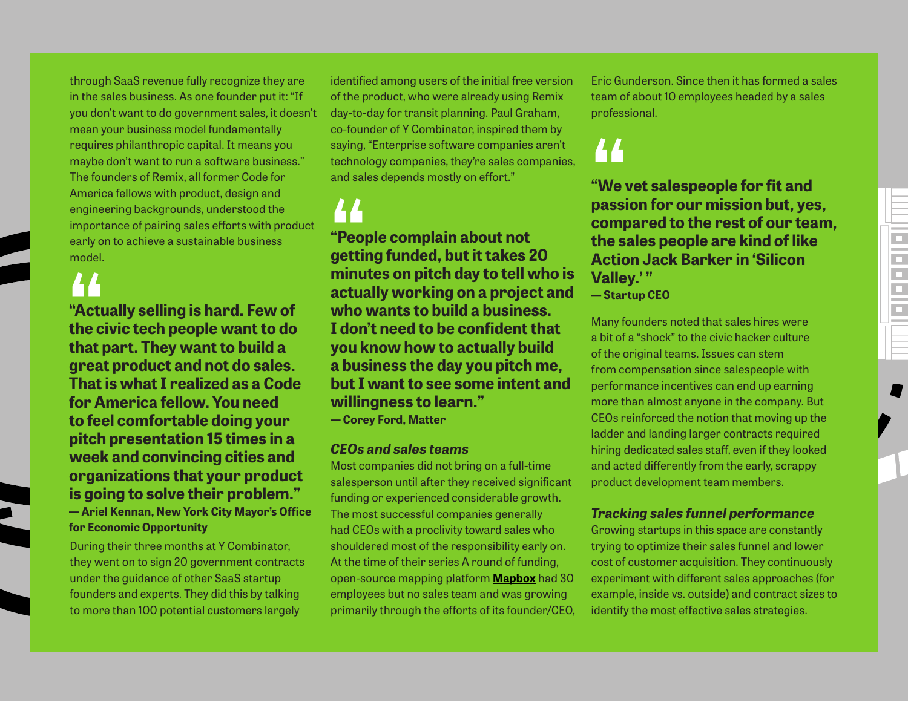through SaaS revenue fully recognize they are in the sales business. As one founder put it: "If you don't want to do government sales, it doesn't mean your business model fundamentally requires philanthropic capital. It means you maybe don't want to run a software business." The founders of Remix, all former Code for America fellows with product, design and engineering backgrounds, understood the importance of pairing sales efforts with product early on to achieve a sustainable business model.

> **"Actually selling is hard. Few of the civic tech people want to do that part. They want to build a great product and not do sales. That is what I realized as a Code for America fellow. You need to feel comfortable doing your pitch presentation 15 times in a week and convincing cities and organizations that your product is going to solve their problem."**
> **— Ariel Kennan, New York City Mayor's Office for Economic Opportunity**

During their three months at Y Combinator, they went on to sign 20 government contracts under the guidance of other SaaS startup founders and experts. They did this by talking to more than 100 potential customers largely identified among users of the initial free version of the product, who were already using Remix day-to-day for transit planning. Paul Graham, co-founder of Y Combinator, inspired them by saying, "Enterprise software companies aren't technology companies, they're sales companies, and sales depends mostly on effort."

> **"People complain about not getting funded, but it takes 20 minutes on pitch day to tell who is actually working on a project and who wants to build a business. I don't need to be confident that you know how to actually build a business the day you pitch me, but I want to see some intent and willingness to learn."**
> **— Corey Ford, Matter**

### *CEOs and sales teams*

Most companies did not bring on a full-time salesperson until after they received significant funding or experienced considerable growth. The most successful companies generally had CEOs with a proclivity toward sales who shouldered most of the responsibility early on. At the time of their series A round of funding, open-source mapping platform **Mapbox** had 30 employees but no sales team and was growing primarily through the efforts of its founder/CEO, Eric Gunderson. Since then it has formed a sales team of about 10 employees headed by a sales professional.

> **"We vet salespeople for fit and passion for our mission but, yes, compared to the rest of our team, the sales people are kind of like Action Jack Barker in 'Silicon Valley.'"**
> **— Startup CEO**

Many founders noted that sales hires were a bit of a "shock" to the civic hacker culture of the original teams. Issues can stem from compensation since salespeople with performance incentives can end up earning more than almost anyone in the company. But CEOs reinforced the notion that moving up the ladder and landing larger contracts required hiring dedicated sales staff, even if they looked and acted differently from the early, scrappy product development team members.

### *Tracking sales funnel performance*

Growing startups in this space are constantly trying to optimize their sales funnel and lower cost of customer acquisition. They continuously experiment with different sales approaches (for example, inside vs. outside) and contract sizes to identify the most effective sales strategies.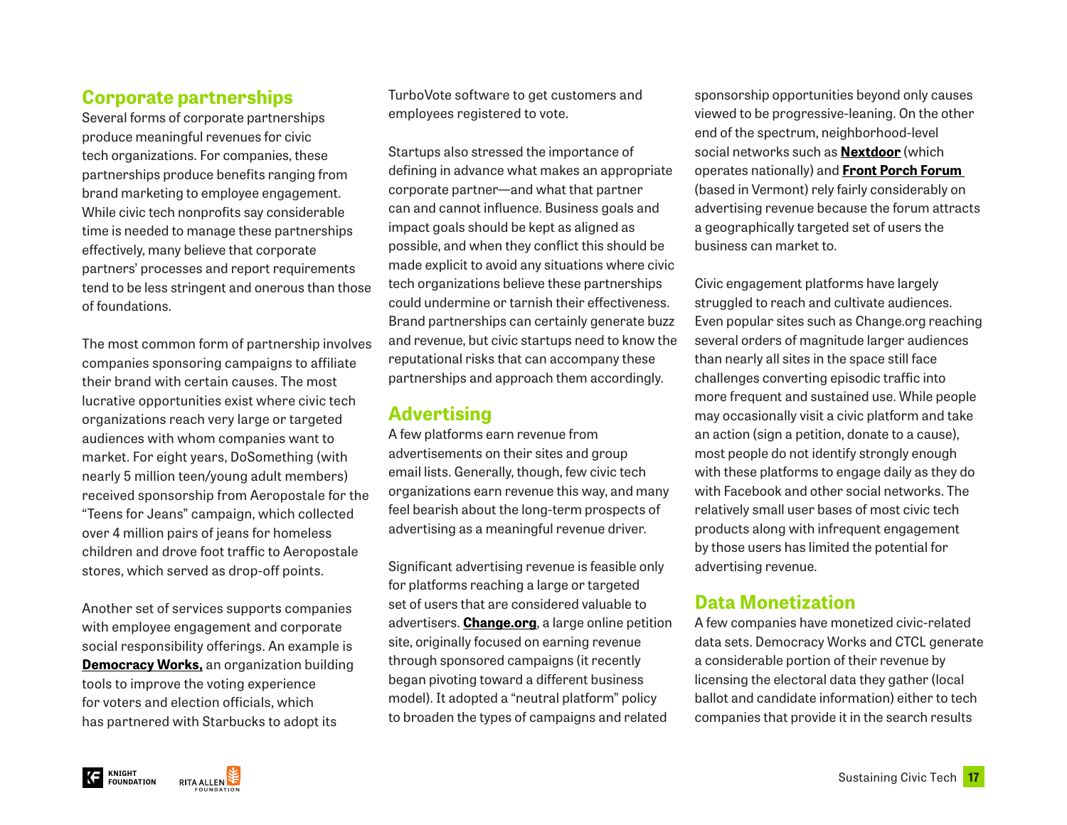## Corporate partnerships

Several forms of corporate partnerships produce meaningful revenues for civic tech organizations. For companies, these partnerships produce benefits ranging from brand marketing to employee engagement. While civic tech nonprofits say considerable time is needed to manage these partnerships effectively, many believe that corporate partners' processes and report requirements tend to be less stringent and onerous than those of foundations.

The most common form of partnership involves companies sponsoring campaigns to affiliate their brand with certain causes. The most lucrative opportunities exist where civic tech organizations reach very large or targeted audiences with whom companies want to market. For eight years, DoSomething (with nearly 5 million teen/young adult members) received sponsorship from Aeropostale for the "Teens for Jeans" campaign, which collected over 4 million pairs of jeans for homeless children and drove foot traffic to Aeropostale stores, which served as drop-off points.

Another set of services supports companies with employee engagement and corporate social responsibility offerings. An example is **Democracy Works,** an organization building tools to improve the voting experience for voters and election officials, which has partnered with Starbucks to adopt its TurboVote software to get customers and employees registered to vote.

Startups also stressed the importance of defining in advance what makes an appropriate corporate partner—and what that partner can and cannot influence. Business goals and impact goals should be kept as aligned as possible, and when they conflict this should be made explicit to avoid any situations where civic tech organizations believe these partnerships could undermine or tarnish their effectiveness. Brand partnerships can certainly generate buzz and revenue, but civic startups need to know the reputational risks that can accompany these partnerships and approach them accordingly.

## Advertising

A few platforms earn revenue from advertisements on their sites and group email lists. Generally, though, few civic tech organizations earn revenue this way, and many feel bearish about the long-term prospects of advertising as a meaningful revenue driver.

Significant advertising revenue is feasible only for platforms reaching a large or targeted set of users that are considered valuable to advertisers. **Change.org**, a large online petition site, originally focused on earning revenue through sponsored campaigns (it recently began pivoting toward a different business model). It adopted a "neutral platform" policy to broaden the types of campaigns and related sponsorship opportunities beyond only causes viewed to be progressive-leaning. On the other end of the spectrum, neighborhood-level social networks such as **Nextdoor** (which operates nationally) and **Front Porch Forum** (based in Vermont) rely fairly considerably on advertising revenue because the forum attracts a geographically targeted set of users the business can market to.

Civic engagement platforms have largely struggled to reach and cultivate audiences. Even popular sites such as Change.org reaching several orders of magnitude larger audiences than nearly all sites in the space still face challenges converting episodic traffic into more frequent and sustained use. While people may occasionally visit a civic platform and take an action (sign a petition, donate to a cause), most people do not identify strongly enough with these platforms to engage daily as they do with Facebook and other social networks. The relatively small user bases of most civic tech products along with infrequent engagement by those users has limited the potential for advertising revenue.

## Data Monetization

A few companies have monetized civic-related data sets. Democracy Works and CTCL generate a considerable portion of their revenue by licensing the electoral data they gather (local ballot and candidate information) either to tech companies that provide it in the search results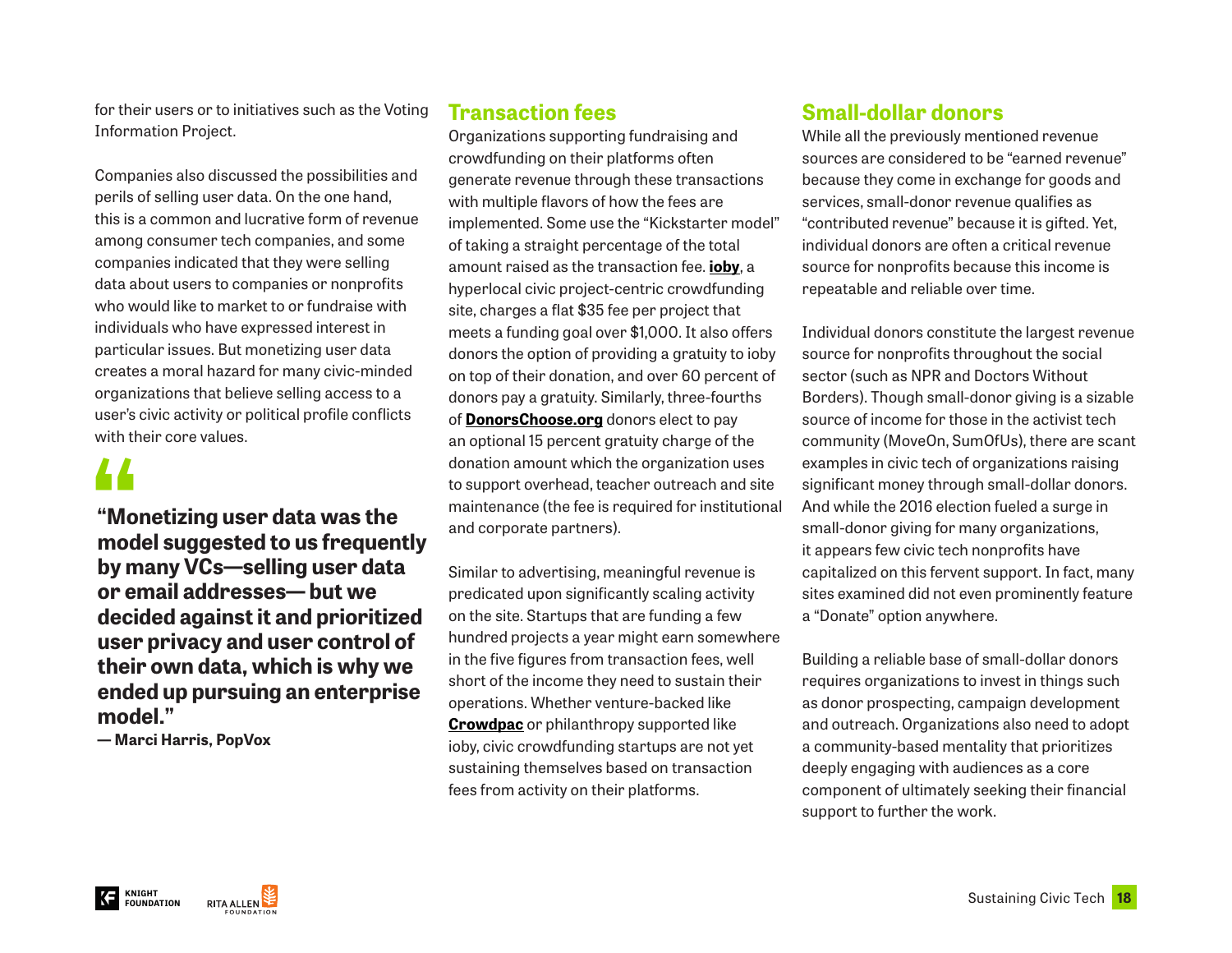for their users or to initiatives such as the Voting Information Project.

Companies also discussed the possibilities and perils of selling user data. On the one hand, this is a common and lucrative form of revenue among consumer tech companies, and some companies indicated that they were selling data about users to companies or nonprofits who would like to market to or fundraise with individuals who have expressed interest in particular issues. But monetizing user data creates a moral hazard for many civic-minded organizations that believe selling access to a user's civic activity or political profile conflicts with their core values.

> **"Monetizing user data was the model suggested to us frequently by many VCs—selling user data or email addresses— but we decided against it and prioritized user privacy and user control of their own data, which is why we ended up pursuing an enterprise model."**
> **— Marci Harris, PopVox**

## Transaction fees

Organizations supporting fundraising and crowdfunding on their platforms often generate revenue through these transactions with multiple flavors of how the fees are implemented. Some use the "Kickstarter model" of taking a straight percentage of the total amount raised as the transaction fee. **ioby**, a hyperlocal civic project-centric crowdfunding site, charges a flat $35 fee per project that meets a funding goal over $1,000. It also offers donors the option of providing a gratuity to ioby on top of their donation, and over 60 percent of donors pay a gratuity. Similarly, three-fourths of **DonorsChoose.org** donors elect to pay an optional 15 percent gratuity charge of the donation amount which the organization uses to support overhead, teacher outreach and site maintenance (the fee is required for institutional and corporate partners).

Similar to advertising, meaningful revenue is predicated upon significantly scaling activity on the site. Startups that are funding a few hundred projects a year might earn somewhere in the five figures from transaction fees, well short of the income they need to sustain their operations. Whether venture-backed like **Crowdpac** or philanthropy supported like ioby, civic crowdfunding startups are not yet sustaining themselves based on transaction fees from activity on their platforms.

## Small-dollar donors

While all the previously mentioned revenue sources are considered to be "earned revenue" because they come in exchange for goods and services, small-donor revenue qualifies as "contributed revenue" because it is gifted. Yet, individual donors are often a critical revenue source for nonprofits because this income is repeatable and reliable over time.

Individual donors constitute the largest revenue source for nonprofits throughout the social sector (such as NPR and Doctors Without Borders). Though small-donor giving is a sizable source of income for those in the activist tech community (MoveOn, SumOfUs), there are scant examples in civic tech of organizations raising significant money through small-dollar donors. And while the 2016 election fueled a surge in small-donor giving for many organizations, it appears few civic tech nonprofits have capitalized on this fervent support. In fact, many sites examined did not even prominently feature a "Donate" option anywhere.

Building a reliable base of small-dollar donors requires organizations to invest in things such as donor prospecting, campaign development and outreach. Organizations also need to adopt a community-based mentality that prioritizes deeply engaging with audiences as a core component of ultimately seeking their financial support to further the work.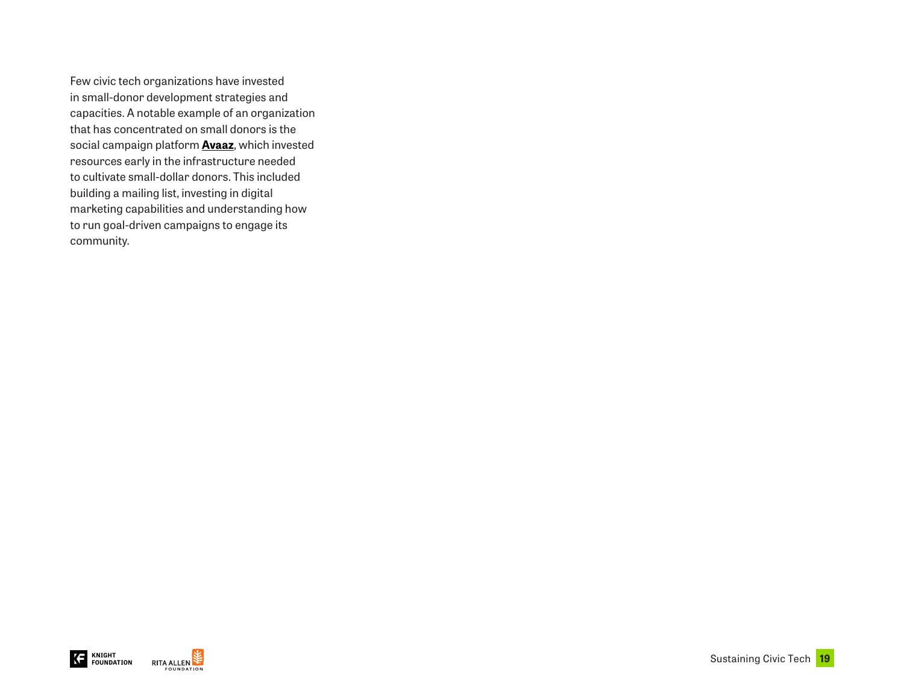Few civic tech organizations have invested in small-donor development strategies and capacities. A notable example of an organization that has concentrated on small donors is the social campaign platform **Avaaz**, which invested resources early in the infrastructure needed to cultivate small-dollar donors. This included building a mailing list, investing in digital marketing capabilities and understanding how to run goal-driven campaigns to engage its community.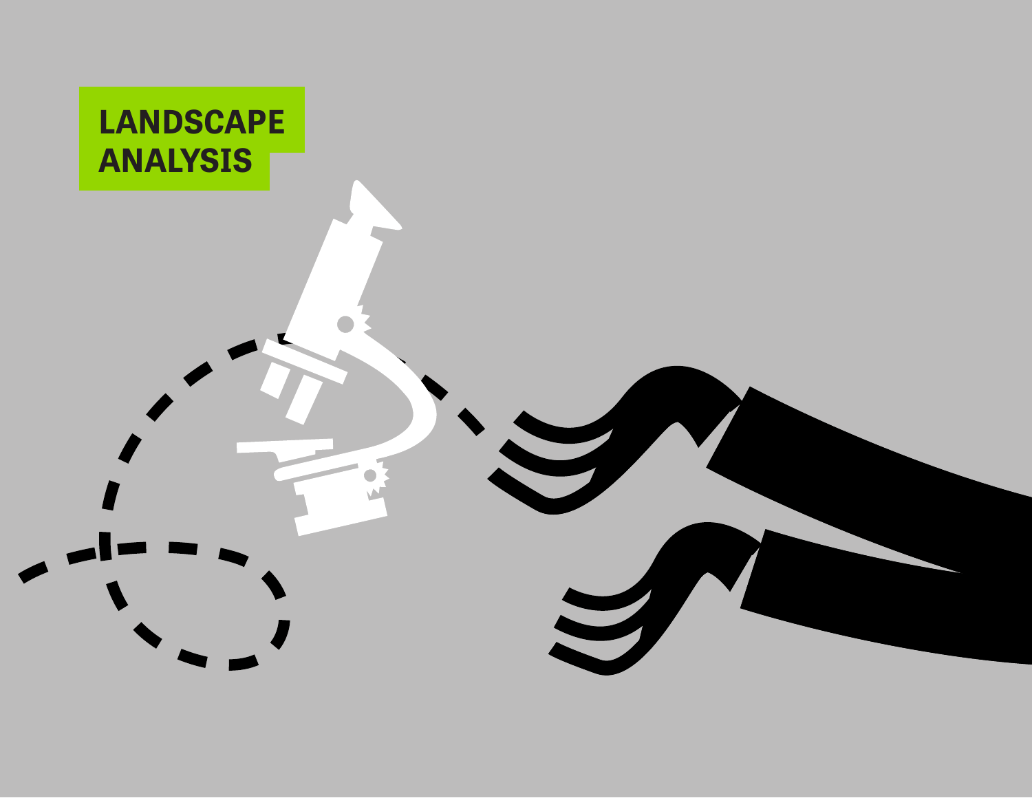# LANDSCAPE ANALYSIS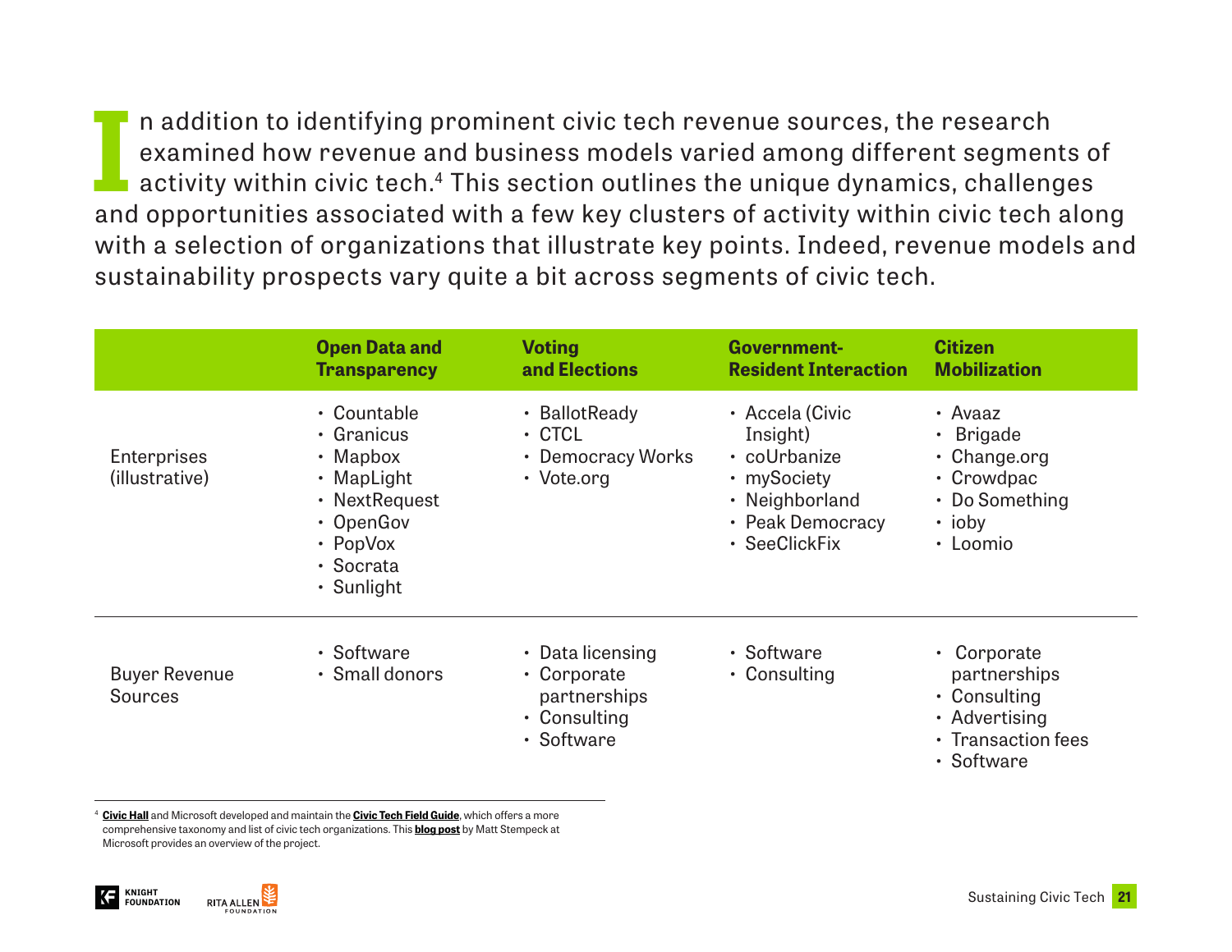In addition to identifying prominent civic tech revenue sources, the research examined how revenue and business models varied among different segments of activity within civic tech.[4] This section outlines the unique dynamics, challenges and opportunities associated with a few key clusters of activity within civic tech along with a selection of organizations that illustrate key points. Indeed, revenue models and sustainability prospects vary quite a bit across segments of civic tech.

| | Open Data and Transparency | Voting and Elections | Government-Resident Interaction | Citizen Mobilization |
|---|---|---|---|---|
| Enterprises (illustrative) | • Countable<br>• Granicus<br>• Mapbox<br>• MapLight<br>• NextRequest<br>• OpenGov<br>• PopVox<br>• Socrata<br>• Sunlight | • BallotReady<br>• CTCL<br>• Democracy Works<br>• Vote.org | • Accela (Civic Insight)<br>• coUrbanize<br>• mySociety<br>• Neighborland<br>• Peak Democracy<br>• SeeClickFix | • Avaaz<br>• Brigade<br>• Change.org<br>• Crowdpac<br>• Do Something<br>• ioby<br>• Loomio |
| Buyer Revenue Sources | • Software<br>• Small donors | • Data licensing<br>• Corporate partnerships<br>• Consulting<br>• Software | • Software<br>• Consulting | • Corporate partnerships<br>• Consulting<br>• Advertising<br>• Transaction fees<br>• Software |

[4] **Civic Hall** and Microsoft developed and maintain the **Civic Tech Field Guide**, which offers a more comprehensive taxonomy and list of civic tech organizations. This **blog post** by Matt Stempeck at Microsoft provides an overview of the project.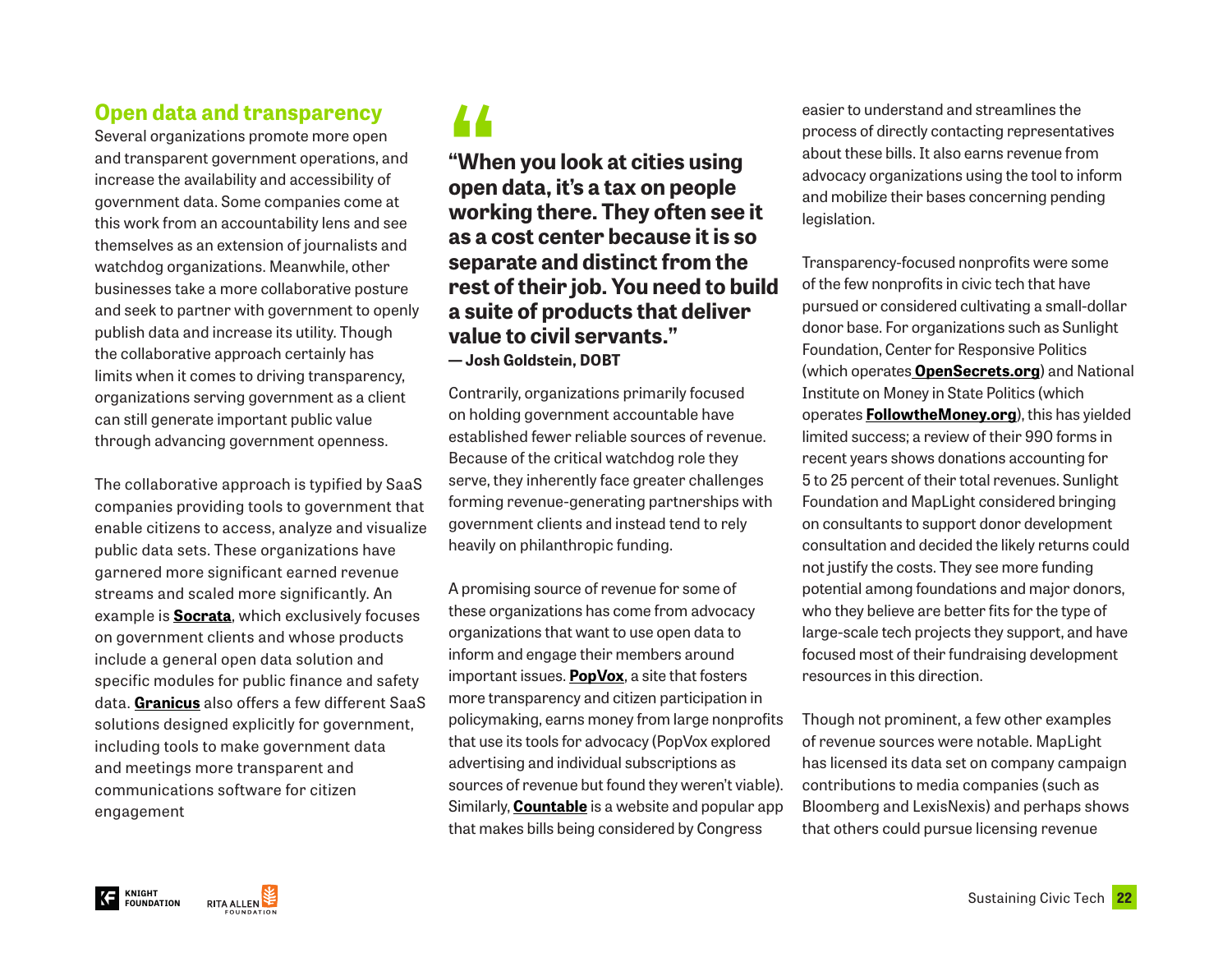## Open data and transparency

Several organizations promote more open and transparent government operations, and increase the availability and accessibility of government data. Some companies come at this work from an accountability lens and see themselves as an extension of journalists and watchdog organizations. Meanwhile, other businesses take a more collaborative posture and seek to partner with government to openly publish data and increase its utility. Though the collaborative approach certainly has limits when it comes to driving transparency, organizations serving government as a client can still generate important public value through advancing government openness.

The collaborative approach is typified by SaaS companies providing tools to government that enable citizens to access, analyze and visualize public data sets. These organizations have garnered more significant earned revenue streams and scaled more significantly. An example is **Socrata**, which exclusively focuses on government clients and whose products include a general open data solution and specific modules for public finance and safety data. **Granicus** also offers a few different SaaS solutions designed explicitly for government, including tools to make government data and meetings more transparent and communications software for citizen engagement

> **"When you look at cities using open data, it's a tax on people working there. They often see it as a cost center because it is so separate and distinct from the rest of their job. You need to build a suite of products that deliver value to civil servants."**
> **— Josh Goldstein, DOBT**

Contrarily, organizations primarily focused on holding government accountable have established fewer reliable sources of revenue. Because of the critical watchdog role they serve, they inherently face greater challenges forming revenue-generating partnerships with government clients and instead tend to rely heavily on philanthropic funding.

A promising source of revenue for some of these organizations has come from advocacy organizations that want to use open data to inform and engage their members around important issues. **PopVox**, a site that fosters more transparency and citizen participation in policymaking, earns money from large nonprofits that use its tools for advocacy (PopVox explored advertising and individual subscriptions as sources of revenue but found they weren't viable). Similarly, **Countable** is a website and popular app that makes bills being considered by Congress easier to understand and streamlines the process of directly contacting representatives about these bills. It also earns revenue from advocacy organizations using the tool to inform and mobilize their bases concerning pending legislation.

Transparency-focused nonprofits were some of the few nonprofits in civic tech that have pursued or considered cultivating a small-dollar donor base. For organizations such as Sunlight Foundation, Center for Responsive Politics (which operates **OpenSecrets.org**) and National Institute on Money in State Politics (which operates **FollowtheMoney.org**), this has yielded limited success; a review of their 990 forms in recent years shows donations accounting for 5 to 25 percent of their total revenues. Sunlight Foundation and MapLight considered bringing on consultants to support donor development consultation and decided the likely returns could not justify the costs. They see more funding potential among foundations and major donors, who they believe are better fits for the type of large-scale tech projects they support, and have focused most of their fundraising development resources in this direction.

Though not prominent, a few other examples of revenue sources were notable. MapLight has licensed its data set on company campaign contributions to media companies (such as Bloomberg and LexisNexis) and perhaps shows that others could pursue licensing revenue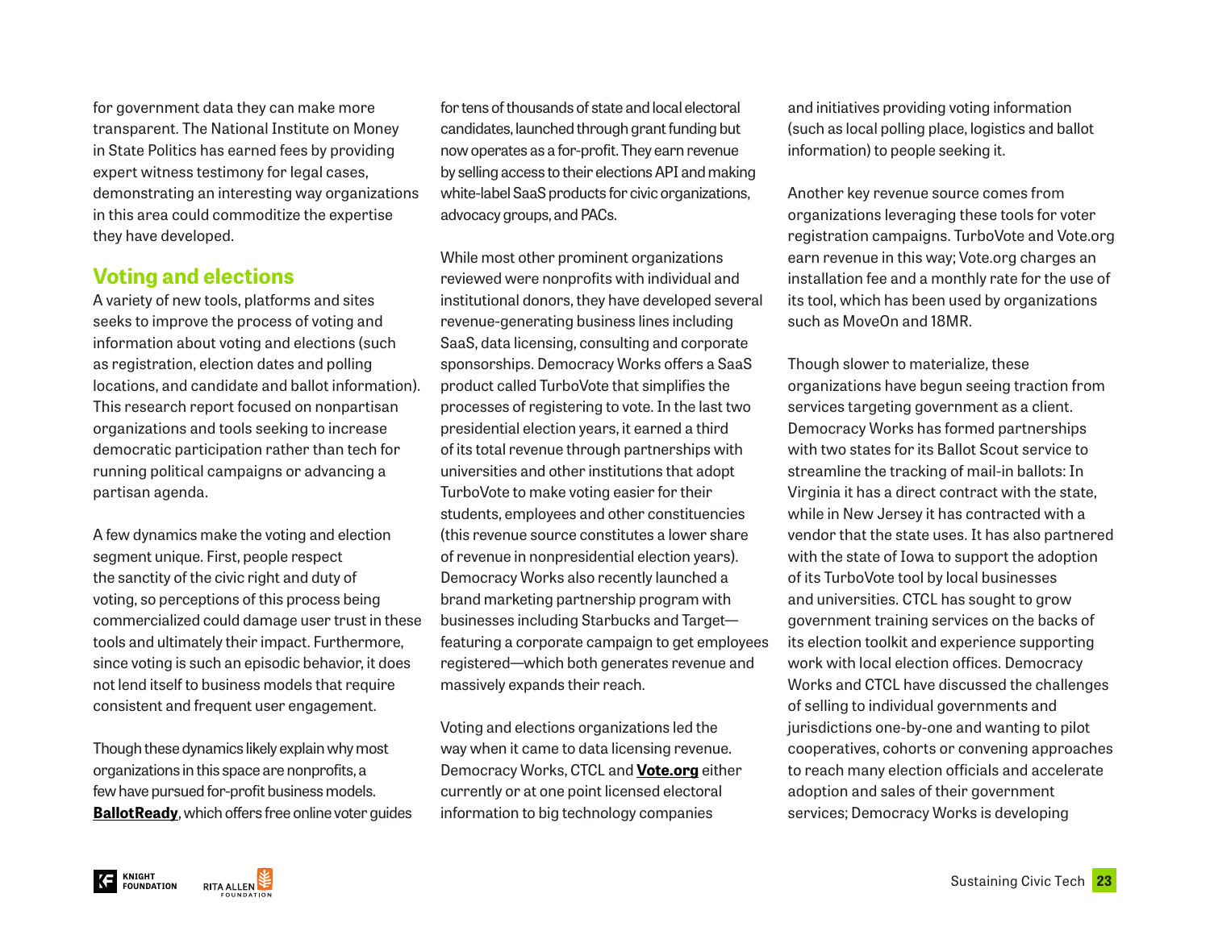for government data they can make more transparent. The National Institute on Money in State Politics has earned fees by providing expert witness testimony for legal cases, demonstrating an interesting way organizations in this area could commoditize the expertise they have developed.

## Voting and elections

A variety of new tools, platforms and sites seeks to improve the process of voting and information about voting and elections (such as registration, election dates and polling locations, and candidate and ballot information). This research report focused on nonpartisan organizations and tools seeking to increase democratic participation rather than tech for running political campaigns or advancing a partisan agenda.

A few dynamics make the voting and election segment unique. First, people respect the sanctity of the civic right and duty of voting, so perceptions of this process being commercialized could damage user trust in these tools and ultimately their impact. Furthermore, since voting is such an episodic behavior, it does not lend itself to business models that require consistent and frequent user engagement.

Though these dynamics likely explain why most organizations in this space are nonprofits, a few have pursued for-profit business models. **BallotReady**, which offers free online voter guides for tens of thousands of state and local electoral candidates, launched through grant funding but now operates as a for-profit. They earn revenue by selling access to their elections API and making white-label SaaS products for civic organizations, advocacy groups, and PACs.

While most other prominent organizations reviewed were nonprofits with individual and institutional donors, they have developed several revenue-generating business lines including SaaS, data licensing, consulting and corporate sponsorships. Democracy Works offers a SaaS product called TurboVote that simplifies the processes of registering to vote. In the last two presidential election years, it earned a third of its total revenue through partnerships with universities and other institutions that adopt TurboVote to make voting easier for their students, employees and other constituencies (this revenue source constitutes a lower share of revenue in nonpresidential election years). Democracy Works also recently launched a brand marketing partnership program with businesses including Starbucks and Target—featuring a corporate campaign to get employees registered—which both generates revenue and massively expands their reach.

Voting and elections organizations led the way when it came to data licensing revenue. Democracy Works, CTCL and **Vote.org** either currently or at one point licensed electoral information to big technology companies and initiatives providing voting information (such as local polling place, logistics and ballot information) to people seeking it.

Another key revenue source comes from organizations leveraging these tools for voter registration campaigns. TurboVote and Vote.org earn revenue in this way; Vote.org charges an installation fee and a monthly rate for the use of its tool, which has been used by organizations such as MoveOn and 18MR.

Though slower to materialize, these organizations have begun seeing traction from services targeting government as a client. Democracy Works has formed partnerships with two states for its Ballot Scout service to streamline the tracking of mail-in ballots: In Virginia it has a direct contract with the state, while in New Jersey it has contracted with a vendor that the state uses. It has also partnered with the state of Iowa to support the adoption of its TurboVote tool by local businesses and universities. CTCL has sought to grow government training services on the backs of its election toolkit and experience supporting work with local election offices. Democracy Works and CTCL have discussed the challenges of selling to individual governments and jurisdictions one-by-one and wanting to pilot cooperatives, cohorts or convening approaches to reach many election officials and accelerate adoption and sales of their government services; Democracy Works is developing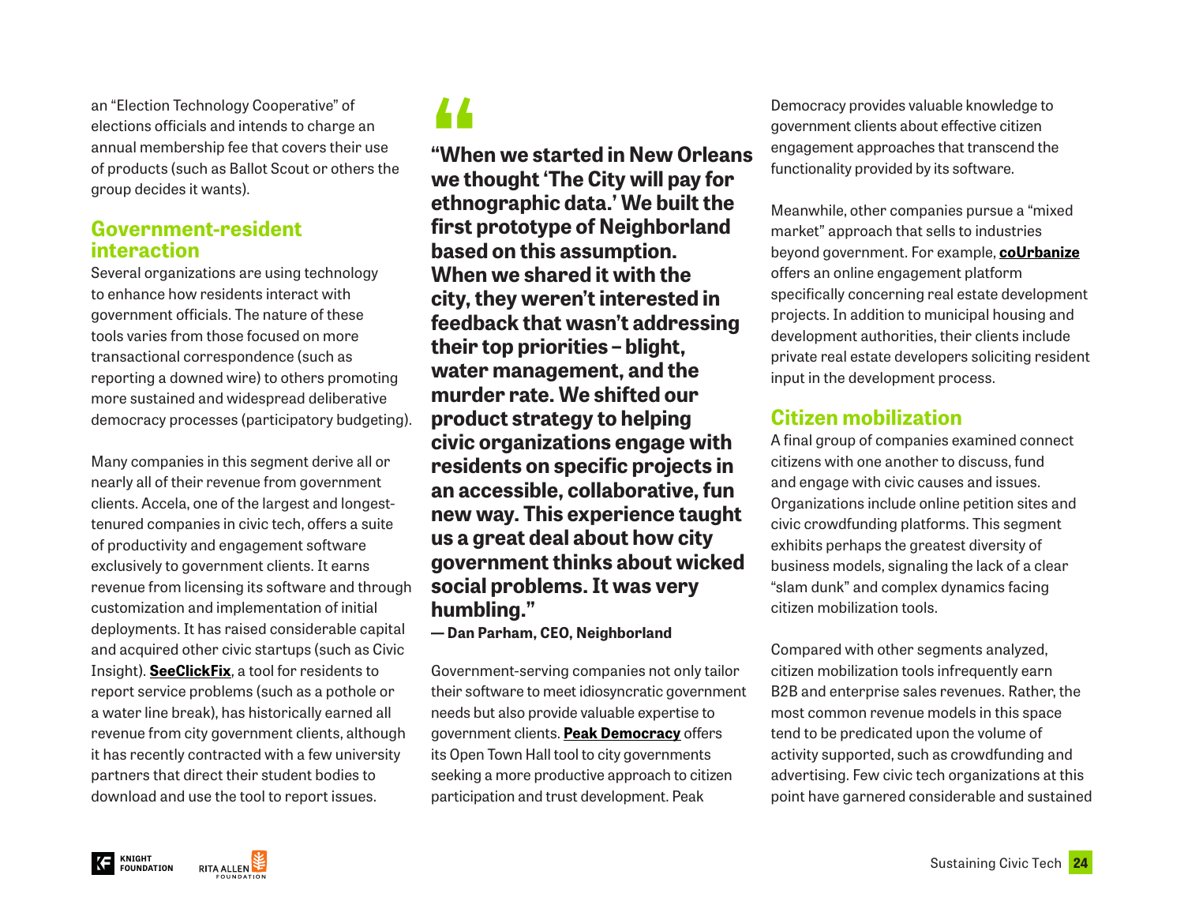an "Election Technology Cooperative" of elections officials and intends to charge an annual membership fee that covers their use of products (such as Ballot Scout or others the group decides it wants).

## Government-resident interaction

Several organizations are using technology to enhance how residents interact with government officials. The nature of these tools varies from those focused on more transactional correspondence (such as reporting a downed wire) to others promoting more sustained and widespread deliberative democracy processes (participatory budgeting).

Many companies in this segment derive all or nearly all of their revenue from government clients. Accela, one of the largest and longest-tenured companies in civic tech, offers a suite of productivity and engagement software exclusively to government clients. It earns revenue from licensing its software and through customization and implementation of initial deployments. It has raised considerable capital and acquired other civic startups (such as Civic Insight). **SeeClickFix**, a tool for residents to report service problems (such as a pothole or a water line break), has historically earned all revenue from city government clients, although it has recently contracted with a few university partners that direct their student bodies to download and use the tool to report issues.

> **"When we started in New Orleans we thought 'The City will pay for ethnographic data.' We built the first prototype of Neighborland based on this assumption. When we shared it with the city, they weren't interested in feedback that wasn't addressing their top priorities – blight, water management, and the murder rate. We shifted our product strategy to helping civic organizations engage with residents on specific projects in an accessible, collaborative, fun new way. This experience taught us a great deal about how city government thinks about wicked social problems. It was very humbling."**
>
> **— Dan Parham, CEO, Neighborland**

Government-serving companies not only tailor their software to meet idiosyncratic government needs but also provide valuable expertise to government clients. **Peak Democracy** offers its Open Town Hall tool to city governments seeking a more productive approach to citizen participation and trust development. Peak Democracy provides valuable knowledge to government clients about effective citizen engagement approaches that transcend the functionality provided by its software.

Meanwhile, other companies pursue a "mixed market" approach that sells to industries beyond government. For example, **coUrbanize** offers an online engagement platform specifically concerning real estate development projects. In addition to municipal housing and development authorities, their clients include private real estate developers soliciting resident input in the development process.

## Citizen mobilization

A final group of companies examined connect citizens with one another to discuss, fund and engage with civic causes and issues. Organizations include online petition sites and civic crowdfunding platforms. This segment exhibits perhaps the greatest diversity of business models, signaling the lack of a clear "slam dunk" and complex dynamics facing citizen mobilization tools.

Compared with other segments analyzed, citizen mobilization tools infrequently earn B2B and enterprise sales revenues. Rather, the most common revenue models in this space tend to be predicated upon the volume of activity supported, such as crowdfunding and advertising. Few civic tech organizations at this point have garnered considerable and sustained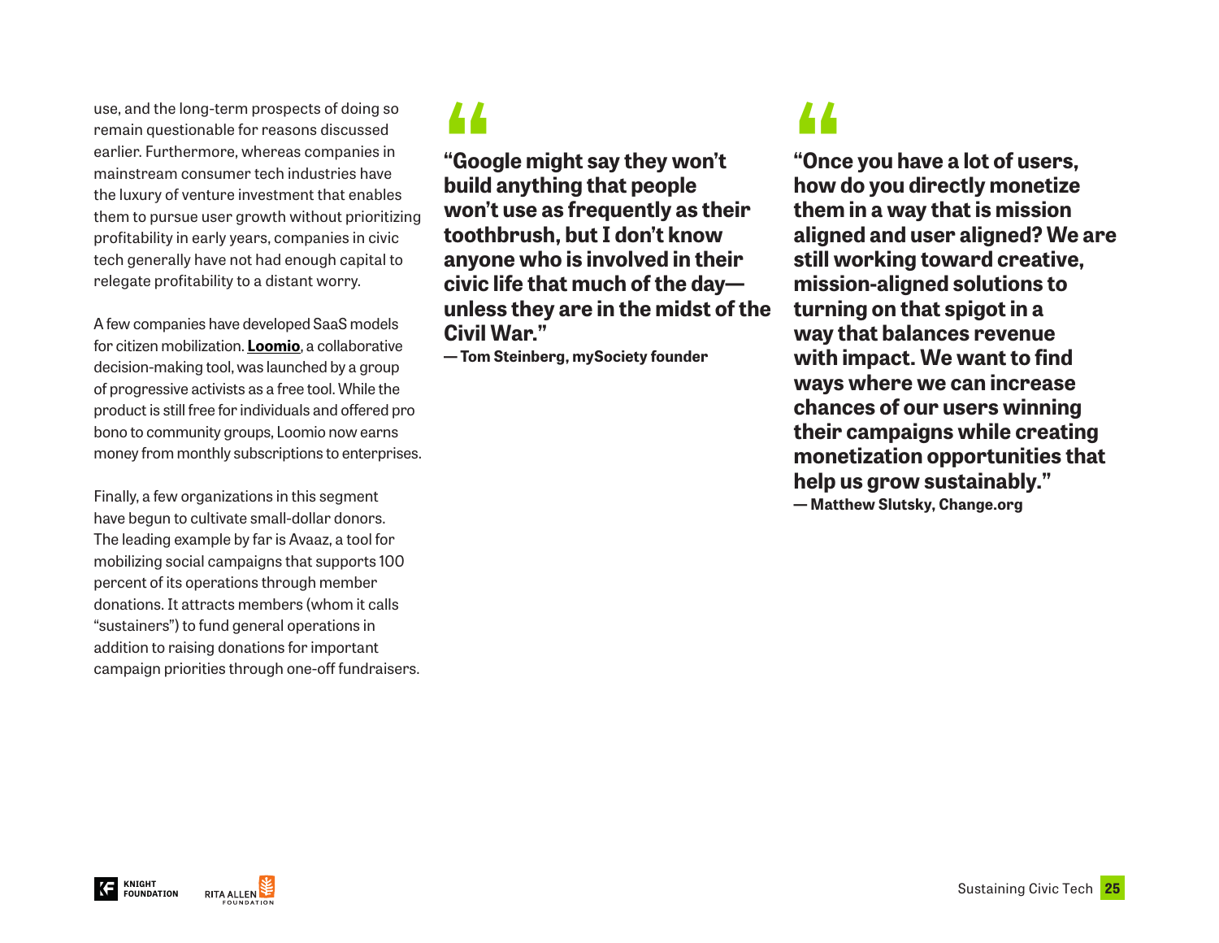use, and the long-term prospects of doing so remain questionable for reasons discussed earlier. Furthermore, whereas companies in mainstream consumer tech industries have the luxury of venture investment that enables them to pursue user growth without prioritizing profitability in early years, companies in civic tech generally have not had enough capital to relegate profitability to a distant worry.

A few companies have developed SaaS models for citizen mobilization. **Loomio**, a collaborative decision-making tool, was launched by a group of progressive activists as a free tool. While the product is still free for individuals and offered pro bono to community groups, Loomio now earns money from monthly subscriptions to enterprises.

Finally, a few organizations in this segment have begun to cultivate small-dollar donors. The leading example by far is Avaaz, a tool for mobilizing social campaigns that supports 100 percent of its operations through member donations. It attracts members (whom it calls "sustainers") to fund general operations in addition to raising donations for important campaign priorities through one-off fundraisers.

> **"Google might say they won't build anything that people won't use as frequently as their toothbrush, but I don't know anyone who is involved in their civic life that much of the day—unless they are in the midst of the Civil War."**
> **— Tom Steinberg, mySociety founder**

> **"Once you have a lot of users, how do you directly monetize them in a way that is mission aligned and user aligned? We are still working toward creative, mission-aligned solutions to turning on that spigot in a way that balances revenue with impact. We want to find ways where we can increase chances of our users winning their campaigns while creating monetization opportunities that help us grow sustainably."**
> **— Matthew Slutsky, Change.org**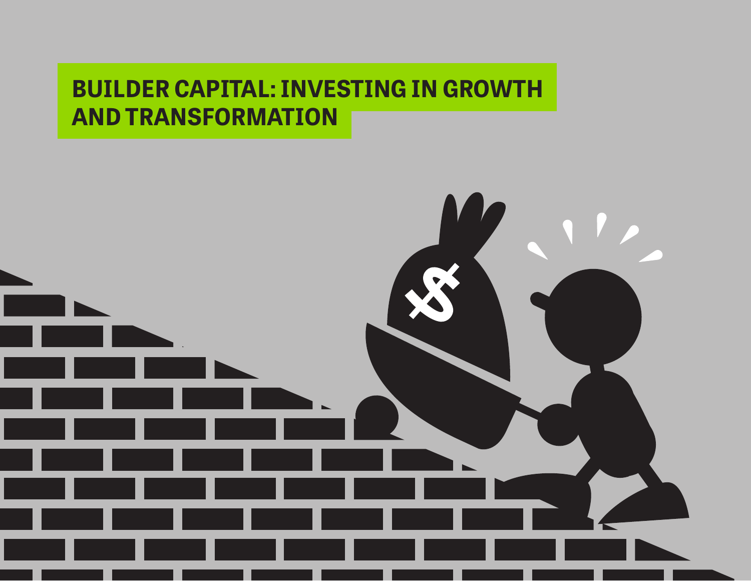# BUILDER CAPITAL: INVESTING IN GROWTH AND TRANSFORMATION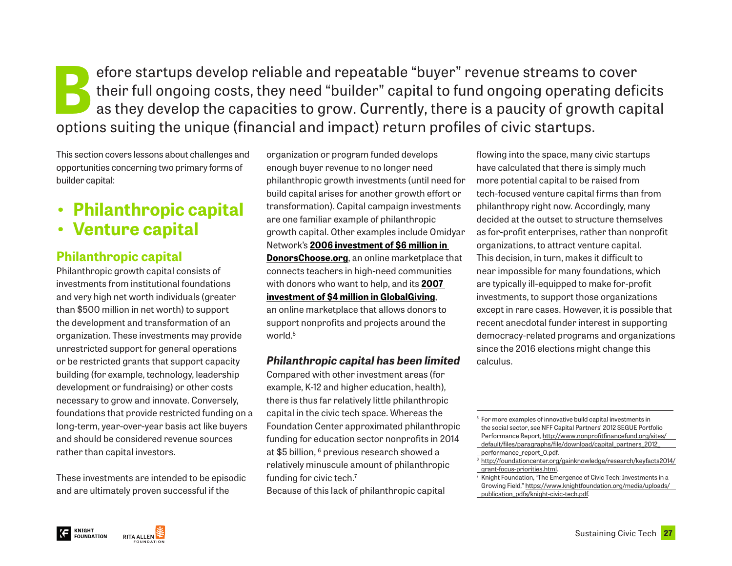**Before startups develop reliable and repeatable "buyer" revenue streams to cover their full ongoing costs, they need "builder" capital to fund ongoing operating deficits as they develop the capacities to grow. Currently, there is a paucity of growth capital options suiting the unique (financial and impact) return profiles of civic startups.**

This section covers lessons about challenges and opportunities concerning two primary forms of builder capital:

- **Philanthropic capital**
- **Venture capital**

## Philanthropic capital

Philanthropic growth capital consists of investments from institutional foundations and very high net worth individuals (greater than $500 million in net worth) to support the development and transformation of an organization. These investments may provide unrestricted support for general operations or be restricted grants that support capacity building (for example, technology, leadership development or fundraising) or other costs necessary to grow and innovate. Conversely, foundations that provide restricted funding on a long-term, year-over-year basis act like buyers and should be considered revenue sources rather than capital investors.

These investments are intended to be episodic and are ultimately proven successful if the organization or program funded develops enough buyer revenue to no longer need philanthropic growth investments (until need for build capital arises for another growth effort or transformation). Capital campaign investments are one familiar example of philanthropic growth capital. Other examples include Omidyar Network's **2006 investment of $6 million in DonorsChoose.org**, an online marketplace that connects teachers in high-need communities with donors who want to help, and its **2007 investment of $4 million in GlobalGiving**, an online marketplace that allows donors to support nonprofits and projects around the world.[5]

### *Philanthropic capital has been limited*

Compared with other investment areas (for example, K-12 and higher education, health), there is thus far relatively little philanthropic capital in the civic tech space. Whereas the Foundation Center approximated philanthropic funding for education sector nonprofits in 2014 at $5 billion,[6] previous research showed a relatively minuscule amount of philanthropic funding for civic tech.[7]

Because of this lack of philanthropic capital flowing into the space, many civic startups have calculated that there is simply much more potential capital to be raised from tech-focused venture capital firms than from philanthropy right now. Accordingly, many decided at the outset to structure themselves as for-profit enterprises, rather than nonprofit organizations, to attract venture capital. This decision, in turn, makes it difficult to near impossible for many foundations, which are typically ill-equipped to make for-profit investments, to support those organizations except in rare cases. However, it is possible that recent anecdotal funder interest in supporting democracy-related programs and organizations since the 2016 elections might change this calculus.

---

[5] For more examples of innovative build capital investments in the social sector, see NFF Capital Partners' 2012 SEGUE Portfolio Performance Report, http://www.nonprofitfinancefund.org/sites/default/files/paragraphs/file/download/capital_partners_2012_performance_report_0.pdf.

[6] http://foundationcenter.org/gainknowledge/research/keyfacts2014/grant-focus-priorities.html.

[7] Knight Foundation, "The Emergence of Civic Tech: Investments in a Growing Field," https://www.knightfoundation.org/media/uploads/publication_pdfs/knight-civic-tech.pdf.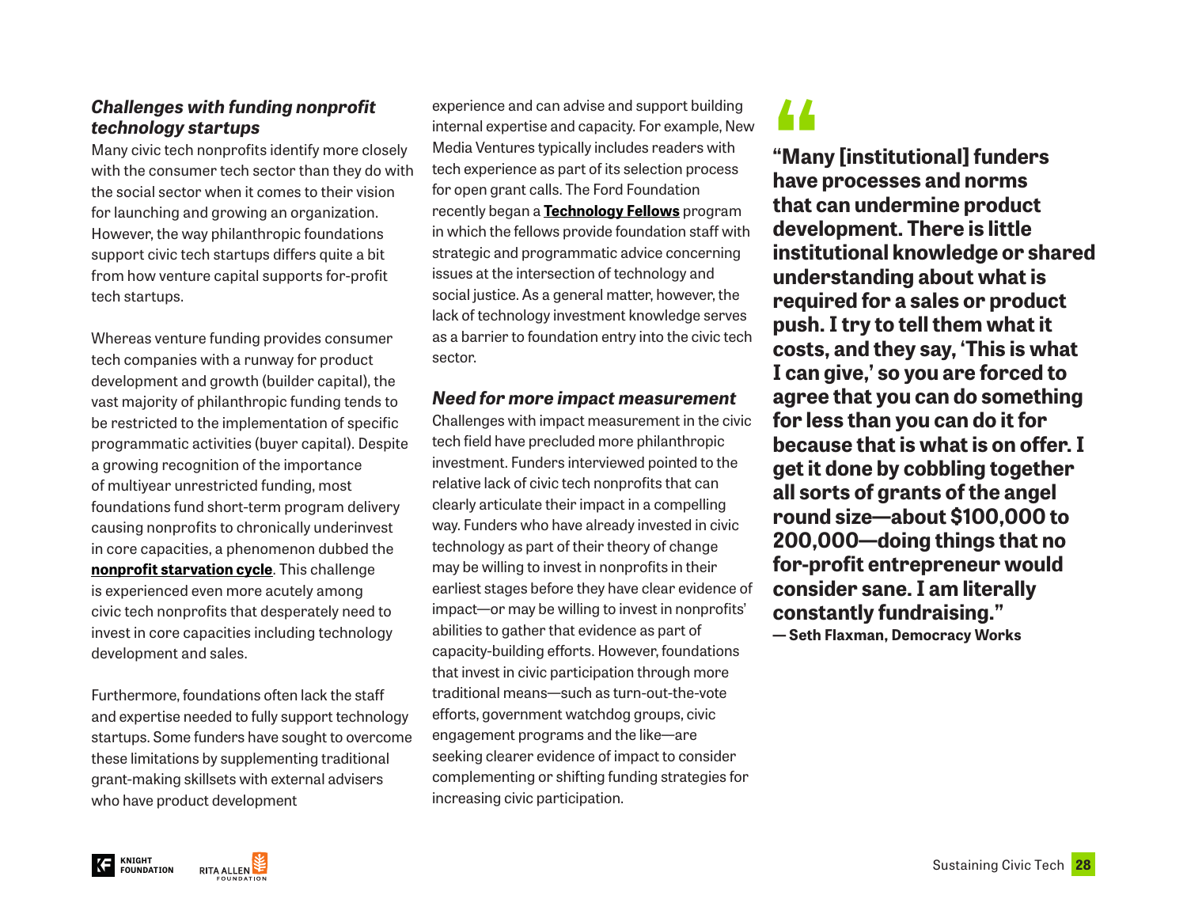### *Challenges with funding nonprofit technology startups*

Many civic tech nonprofits identify more closely with the consumer tech sector than they do with the social sector when it comes to their vision for launching and growing an organization. However, the way philanthropic foundations support civic tech startups differs quite a bit from how venture capital supports for-profit tech startups.

Whereas venture funding provides consumer tech companies with a runway for product development and growth (builder capital), the vast majority of philanthropic funding tends to be restricted to the implementation of specific programmatic activities (buyer capital). Despite a growing recognition of the importance of multiyear unrestricted funding, most foundations fund short-term program delivery causing nonprofits to chronically underinvest in core capacities, a phenomenon dubbed the **nonprofit starvation cycle**. This challenge is experienced even more acutely among civic tech nonprofits that desperately need to invest in core capacities including technology development and sales.

Furthermore, foundations often lack the staff and expertise needed to fully support technology startups. Some funders have sought to overcome these limitations by supplementing traditional grant-making skillsets with external advisers who have product development experience and can advise and support building internal expertise and capacity. For example, New Media Ventures typically includes readers with tech experience as part of its selection process for open grant calls. The Ford Foundation recently began a **Technology Fellows** program in which the fellows provide foundation staff with strategic and programmatic advice concerning issues at the intersection of technology and social justice. As a general matter, however, the lack of technology investment knowledge serves as a barrier to foundation entry into the civic tech sector.

### *Need for more impact measurement*

Challenges with impact measurement in the civic tech field have precluded more philanthropic investment. Funders interviewed pointed to the relative lack of civic tech nonprofits that can clearly articulate their impact in a compelling way. Funders who have already invested in civic technology as part of their theory of change may be willing to invest in nonprofits in their earliest stages before they have clear evidence of impact—or may be willing to invest in nonprofits' abilities to gather that evidence as part of capacity-building efforts. However, foundations that invest in civic participation through more traditional means—such as turn-out-the-vote efforts, government watchdog groups, civic engagement programs and the like—are seeking clearer evidence of impact to consider complementing or shifting funding strategies for increasing civic participation.

> **"Many [institutional] funders have processes and norms that can undermine product development. There is little institutional knowledge or shared understanding about what is required for a sales or product push. I try to tell them what it costs, and they say, 'This is what I can give,' so you are forced to agree that you can do something for less than you can do it for because that is what is on offer. I get it done by cobbling together all sorts of grants of the angel round size—about $100,000 to 200,000—doing things that no for-profit entrepreneur would consider sane. I am literally constantly fundraising."**
>
> **— Seth Flaxman, Democracy Works**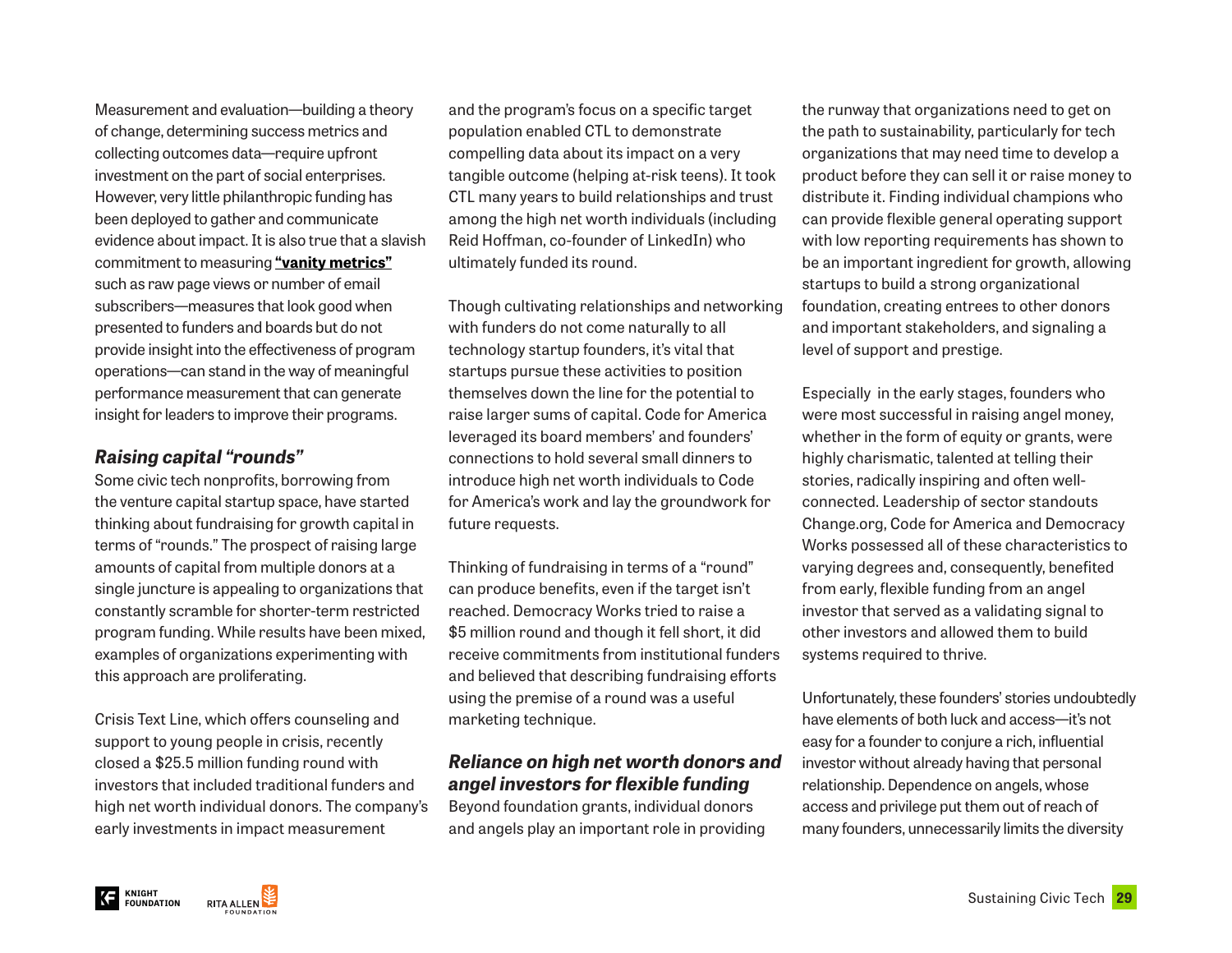Measurement and evaluation—building a theory of change, determining success metrics and collecting outcomes data—require upfront investment on the part of social enterprises. However, very little philanthropic funding has been deployed to gather and communicate evidence about impact. It is also true that a slavish commitment to measuring **"vanity metrics"** such as raw page views or number of email subscribers—measures that look good when presented to funders and boards but do not provide insight into the effectiveness of program operations—can stand in the way of meaningful performance measurement that can generate insight for leaders to improve their programs.

### *Raising capital "rounds"*

Some civic tech nonprofits, borrowing from the venture capital startup space, have started thinking about fundraising for growth capital in terms of "rounds." The prospect of raising large amounts of capital from multiple donors at a single juncture is appealing to organizations that constantly scramble for shorter-term restricted program funding. While results have been mixed, examples of organizations experimenting with this approach are proliferating.

Crisis Text Line, which offers counseling and support to young people in crisis, recently closed a $25.5 million funding round with investors that included traditional funders and high net worth individual donors. The company's early investments in impact measurement and the program's focus on a specific target population enabled CTL to demonstrate compelling data about its impact on a very tangible outcome (helping at-risk teens). It took CTL many years to build relationships and trust among the high net worth individuals (including Reid Hoffman, co-founder of LinkedIn) who ultimately funded its round.

Though cultivating relationships and networking with funders do not come naturally to all technology startup founders, it's vital that startups pursue these activities to position themselves down the line for the potential to raise larger sums of capital. Code for America leveraged its board members' and founders' connections to hold several small dinners to introduce high net worth individuals to Code for America's work and lay the groundwork for future requests.

Thinking of fundraising in terms of a "round" can produce benefits, even if the target isn't reached. Democracy Works tried to raise a $5 million round and though it fell short, it did receive commitments from institutional funders and believed that describing fundraising efforts using the premise of a round was a useful marketing technique.

### *Reliance on high net worth donors and angel investors for flexible funding*

Beyond foundation grants, individual donors and angels play an important role in providing the runway that organizations need to get on the path to sustainability, particularly for tech organizations that may need time to develop a product before they can sell it or raise money to distribute it. Finding individual champions who can provide flexible general operating support with low reporting requirements has shown to be an important ingredient for growth, allowing startups to build a strong organizational foundation, creating entrees to other donors and important stakeholders, and signaling a level of support and prestige.

Especially in the early stages, founders who were most successful in raising angel money, whether in the form of equity or grants, were highly charismatic, talented at telling their stories, radically inspiring and often well-connected. Leadership of sector standouts Change.org, Code for America and Democracy Works possessed all of these characteristics to varying degrees and, consequently, benefited from early, flexible funding from an angel investor that served as a validating signal to other investors and allowed them to build systems required to thrive.

Unfortunately, these founders' stories undoubtedly have elements of both luck and access—it's not easy for a founder to conjure a rich, influential investor without already having that personal relationship. Dependence on angels, whose access and privilege put them out of reach of many founders, unnecessarily limits the diversity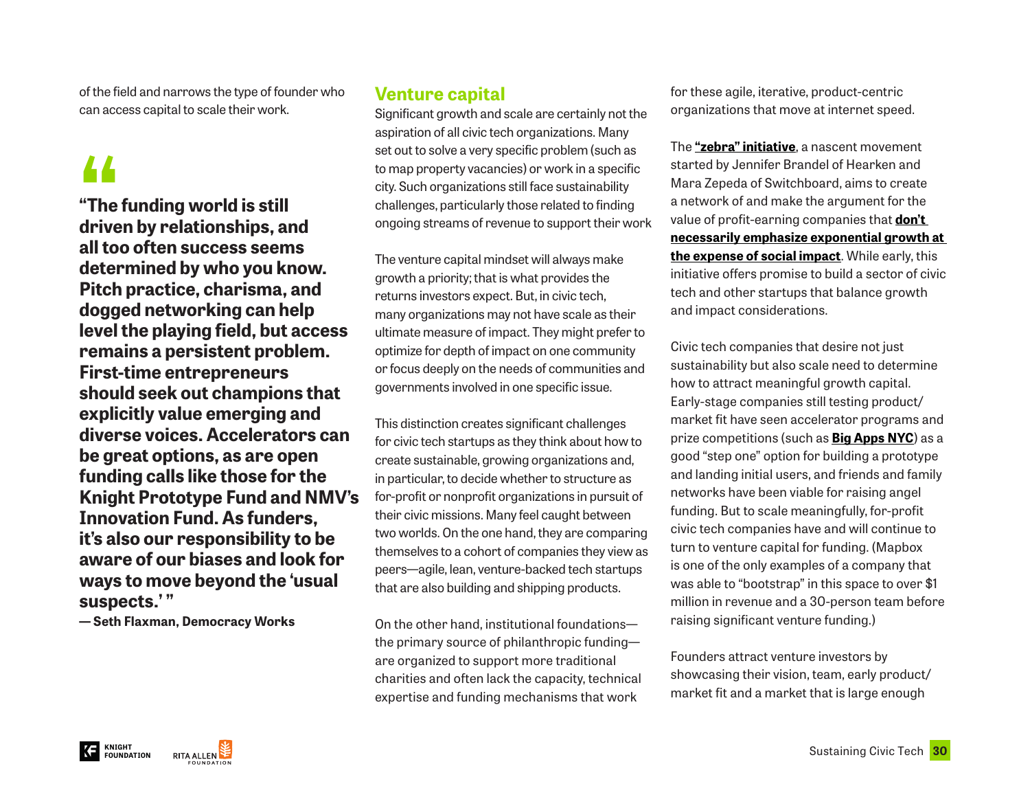of the field and narrows the type of founder who can access capital to scale their work.

> **"The funding world is still driven by relationships, and all too often success seems determined by who you know. Pitch practice, charisma, and dogged networking can help level the playing field, but access remains a persistent problem. First-time entrepreneurs should seek out champions that explicitly value emerging and diverse voices. Accelerators can be great options, as are open funding calls like those for the Knight Prototype Fund and NMV's Innovation Fund. As funders, it's also our responsibility to be aware of our biases and look for ways to move beyond the 'usual suspects.' "**
>
> **— Seth Flaxman, Democracy Works**

## Venture capital

Significant growth and scale are certainly not the aspiration of all civic tech organizations. Many set out to solve a very specific problem (such as to map property vacancies) or work in a specific city. Such organizations still face sustainability challenges, particularly those related to finding ongoing streams of revenue to support their work

The venture capital mindset will always make growth a priority; that is what provides the returns investors expect. But, in civic tech, many organizations may not have scale as their ultimate measure of impact. They might prefer to optimize for depth of impact on one community or focus deeply on the needs of communities and governments involved in one specific issue.

This distinction creates significant challenges for civic tech startups as they think about how to create sustainable, growing organizations and, in particular, to decide whether to structure as for-profit or nonprofit organizations in pursuit of their civic missions. Many feel caught between two worlds. On the one hand, they are comparing themselves to a cohort of companies they view as peers—agile, lean, venture-backed tech startups that are also building and shipping products.

On the other hand, institutional foundations—the primary source of philanthropic funding—are organized to support more traditional charities and often lack the capacity, technical expertise and funding mechanisms that work for these agile, iterative, product-centric organizations that move at internet speed.

The **"zebra" initiative**, a nascent movement started by Jennifer Brandel of Hearken and Mara Zepeda of Switchboard, aims to create a network of and make the argument for the value of profit-earning companies that **don't necessarily emphasize exponential growth at the expense of social impact**. While early, this initiative offers promise to build a sector of civic tech and other startups that balance growth and impact considerations.

Civic tech companies that desire not just sustainability but also scale need to determine how to attract meaningful growth capital. Early-stage companies still testing product/market fit have seen accelerator programs and prize competitions (such as **Big Apps NYC**) as a good "step one" option for building a prototype and landing initial users, and friends and family networks have been viable for raising angel funding. But to scale meaningfully, for-profit civic tech companies have and will continue to turn to venture capital for funding. (Mapbox is one of the only examples of a company that was able to "bootstrap" in this space to over $1 million in revenue and a 30-person team before raising significant venture funding.)

Founders attract venture investors by showcasing their vision, team, early product/market fit and a market that is large enough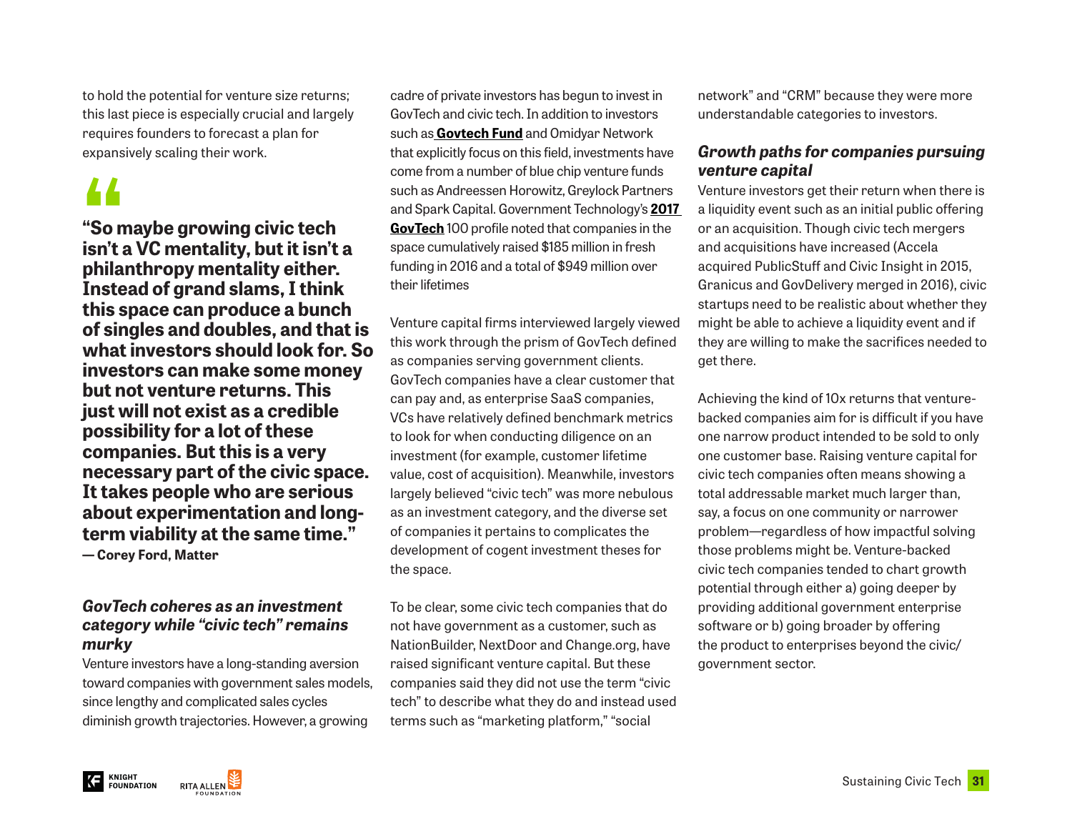to hold the potential for venture size returns; this last piece is especially crucial and largely requires founders to forecast a plan for expansively scaling their work.

> **"So maybe growing civic tech isn't a VC mentality, but it isn't a philanthropy mentality either. Instead of grand slams, I think this space can produce a bunch of singles and doubles, and that is what investors should look for. So investors can make some money but not venture returns. This just will not exist as a credible possibility for a lot of these companies. But this is a very necessary part of the civic space. It takes people who are serious about experimentation and long-term viability at the same time."**
> **— Corey Ford, Matter**

### *GovTech coheres as an investment category while "civic tech" remains murky*

Venture investors have a long-standing aversion toward companies with government sales models, since lengthy and complicated sales cycles diminish growth trajectories. However, a growing cadre of private investors has begun to invest in GovTech and civic tech. In addition to investors such as **Govtech Fund** and Omidyar Network that explicitly focus on this field, investments have come from a number of blue chip venture funds such as Andreessen Horowitz, Greylock Partners and Spark Capital. Government Technology's **2017 GovTech** 100 profile noted that companies in the space cumulatively raised $185 million in fresh funding in 2016 and a total of $949 million over their lifetimes

Venture capital firms interviewed largely viewed this work through the prism of GovTech defined as companies serving government clients. GovTech companies have a clear customer that can pay and, as enterprise SaaS companies, VCs have relatively defined benchmark metrics to look for when conducting diligence on an investment (for example, customer lifetime value, cost of acquisition). Meanwhile, investors largely believed "civic tech" was more nebulous as an investment category, and the diverse set of companies it pertains to complicates the development of cogent investment theses for the space.

To be clear, some civic tech companies that do not have government as a customer, such as NationBuilder, NextDoor and Change.org, have raised significant venture capital. But these companies said they did not use the term "civic tech" to describe what they do and instead used terms such as "marketing platform," "social network" and "CRM" because they were more understandable categories to investors.

### *Growth paths for companies pursuing venture capital*

Venture investors get their return when there is a liquidity event such as an initial public offering or an acquisition. Though civic tech mergers and acquisitions have increased (Accela acquired PublicStuff and Civic Insight in 2015, Granicus and GovDelivery merged in 2016), civic startups need to be realistic about whether they might be able to achieve a liquidity event and if they are willing to make the sacrifices needed to get there.

Achieving the kind of 10x returns that venture-backed companies aim for is difficult if you have one narrow product intended to be sold to only one customer base. Raising venture capital for civic tech companies often means showing a total addressable market much larger than, say, a focus on one community or narrower problem—regardless of how impactful solving those problems might be. Venture-backed civic tech companies tended to chart growth potential through either a) going deeper by providing additional government enterprise software or b) going broader by offering the product to enterprises beyond the civic/government sector.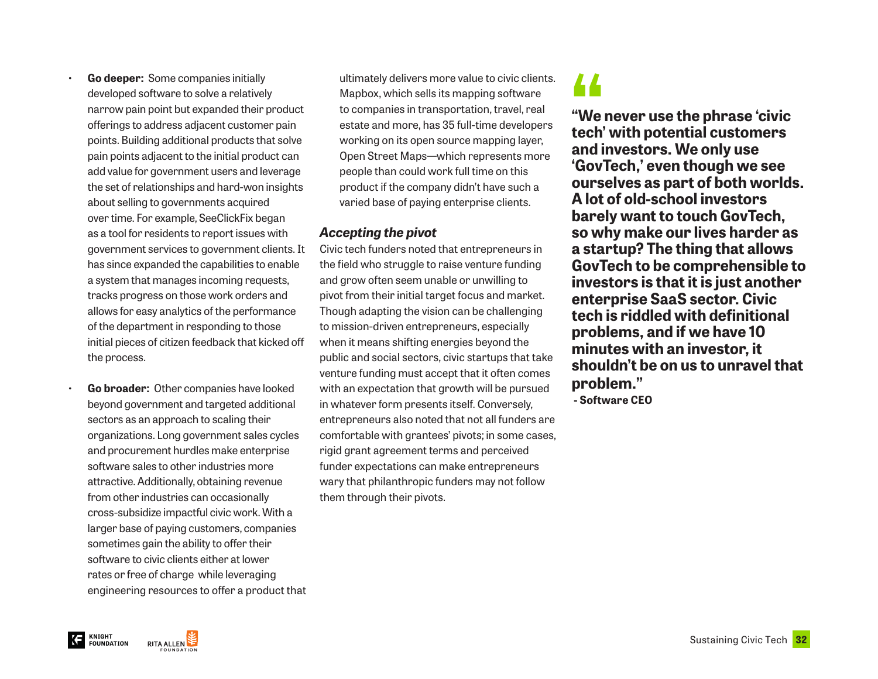- **Go deeper:** Some companies initially developed software to solve a relatively narrow pain point but expanded their product offerings to address adjacent customer pain points. Building additional products that solve pain points adjacent to the initial product can add value for government users and leverage the set of relationships and hard-won insights about selling to governments acquired over time. For example, SeeClickFix began as a tool for residents to report issues with government services to government clients. It has since expanded the capabilities to enable a system that manages incoming requests, tracks progress on those work orders and allows for easy analytics of the performance of the department in responding to those initial pieces of citizen feedback that kicked off the process.

- **Go broader:** Other companies have looked beyond government and targeted additional sectors as an approach to scaling their organizations. Long government sales cycles and procurement hurdles make enterprise software sales to other industries more attractive. Additionally, obtaining revenue from other industries can occasionally cross-subsidize impactful civic work. With a larger base of paying customers, companies sometimes gain the ability to offer their software to civic clients either at lower rates or free of charge while leveraging engineering resources to offer a product that ultimately delivers more value to civic clients. Mapbox, which sells its mapping software to companies in transportation, travel, real estate and more, has 35 full-time developers working on its open source mapping layer, Open Street Maps—which represents more people than could work full time on this product if the company didn't have such a varied base of paying enterprise clients.

### *Accepting the pivot*

Civic tech funders noted that entrepreneurs in the field who struggle to raise venture funding and grow often seem unable or unwilling to pivot from their initial target focus and market. Though adapting the vision can be challenging to mission-driven entrepreneurs, especially when it means shifting energies beyond the public and social sectors, civic startups that take venture funding must accept that it often comes with an expectation that growth will be pursued in whatever form presents itself. Conversely, entrepreneurs also noted that not all funders are comfortable with grantees' pivots; in some cases, rigid grant agreement terms and perceived funder expectations can make entrepreneurs wary that philanthropic funders may not follow them through their pivots.

> **"We never use the phrase 'civic tech' with potential customers and investors. We only use 'GovTech,' even though we see ourselves as part of both worlds. A lot of old-school investors barely want to touch GovTech, so why make our lives harder as a startup? The thing that allows GovTech to be comprehensible to investors is that it is just another enterprise SaaS sector. Civic tech is riddled with definitional problems, and if we have 10 minutes with an investor, it shouldn't be on us to unravel that problem."**
>
> **- Software CEO**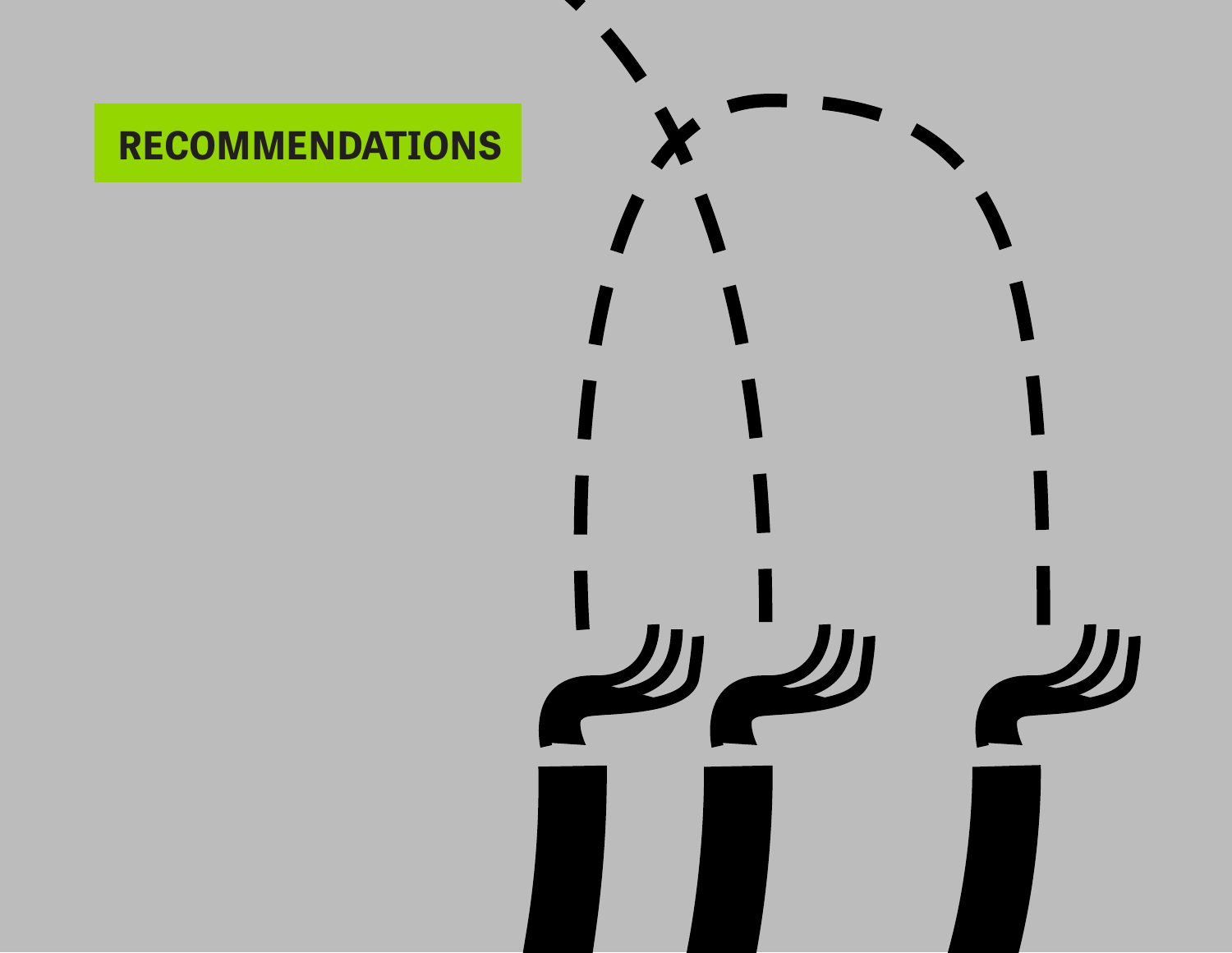# RECOMMENDATIONS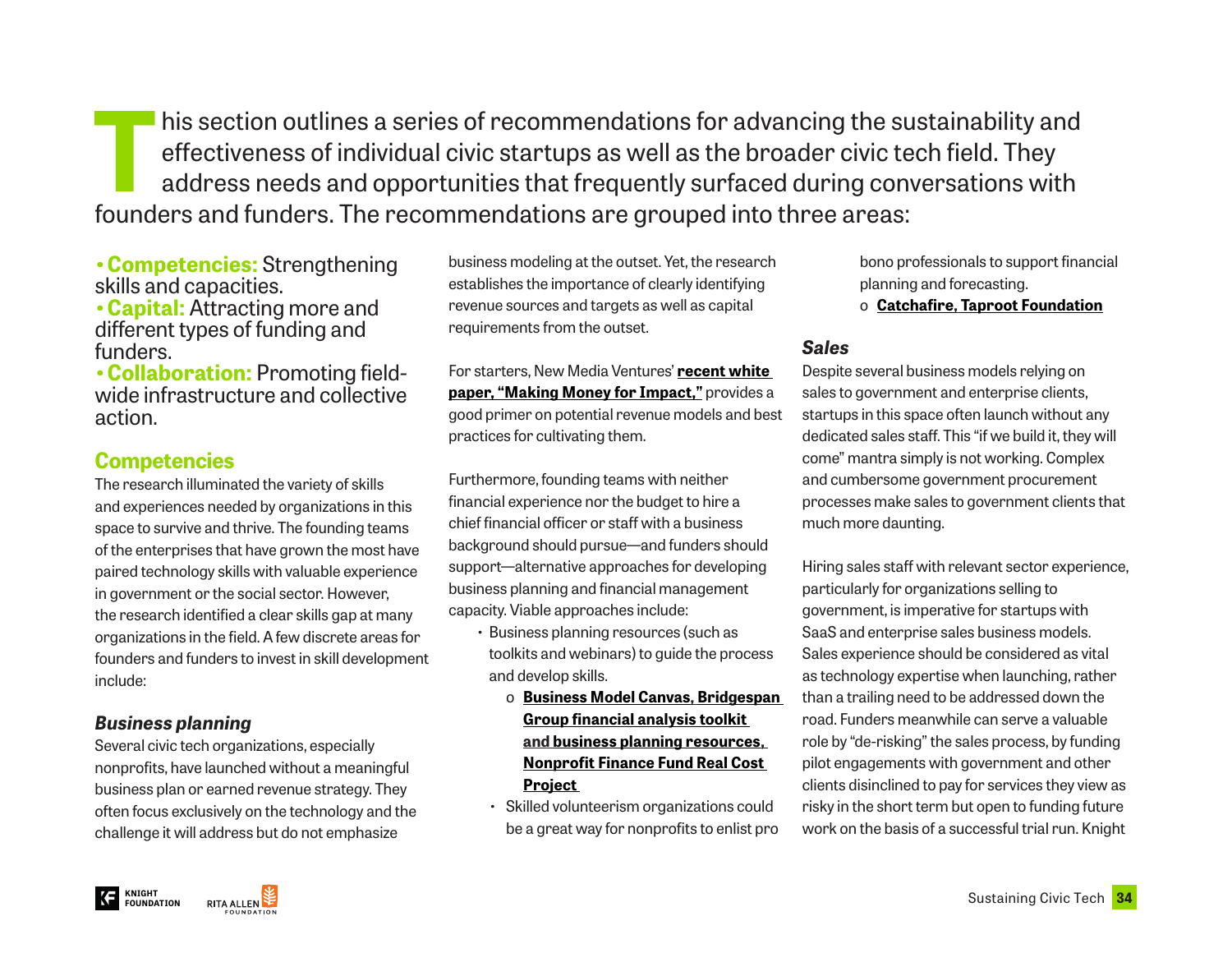This section outlines a series of recommendations for advancing the sustainability and effectiveness of individual civic startups as well as the broader civic tech field. They address needs and opportunities that frequently surfaced during conversations with founders and funders. The recommendations are grouped into three areas:

- **Competencies:** Strengthening skills and capacities.
- **Capital:** Attracting more and different types of funding and funders.
- **Collaboration:** Promoting field-wide infrastructure and collective action.

## Competencies

The research illuminated the variety of skills and experiences needed by organizations in this space to survive and thrive. The founding teams of the enterprises that have grown the most have paired technology skills with valuable experience in government or the social sector. However, the research identified a clear skills gap at many organizations in the field. A few discrete areas for founders and funders to invest in skill development include:

### *Business planning*

Several civic tech organizations, especially nonprofits, have launched without a meaningful business plan or earned revenue strategy. They often focus exclusively on the technology and the challenge it will address but do not emphasize business modeling at the outset. Yet, the research establishes the importance of clearly identifying revenue sources and targets as well as capital requirements from the outset.

For starters, New Media Ventures' **recent white paper, "Making Money for Impact,"** provides a good primer on potential revenue models and best practices for cultivating them.

Furthermore, founding teams with neither financial experience nor the budget to hire a chief financial officer or staff with a business background should pursue—and funders should support—alternative approaches for developing business planning and financial management capacity. Viable approaches include:

- Business planning resources (such as toolkits and webinars) to guide the process and develop skills.
  - **Business Model Canvas, Bridgespan Group financial analysis toolkit and business planning resources, Nonprofit Finance Fund Real Cost Project**
- Skilled volunteerism organizations could be a great way for nonprofits to enlist pro bono professionals to support financial planning and forecasting.
  - **Catchafire, Taproot Foundation**

### *Sales*

Despite several business models relying on sales to government and enterprise clients, startups in this space often launch without any dedicated sales staff. This "if we build it, they will come" mantra simply is not working. Complex and cumbersome government procurement processes make sales to government clients that much more daunting.

Hiring sales staff with relevant sector experience, particularly for organizations selling to government, is imperative for startups with SaaS and enterprise sales business models. Sales experience should be considered as vital as technology expertise when launching, rather than a trailing need to be addressed down the road. Funders meanwhile can serve a valuable role by "de-risking" the sales process, by funding pilot engagements with government and other clients disinclined to pay for services they view as risky in the short term but open to funding future work on the basis of a successful trial run. Knight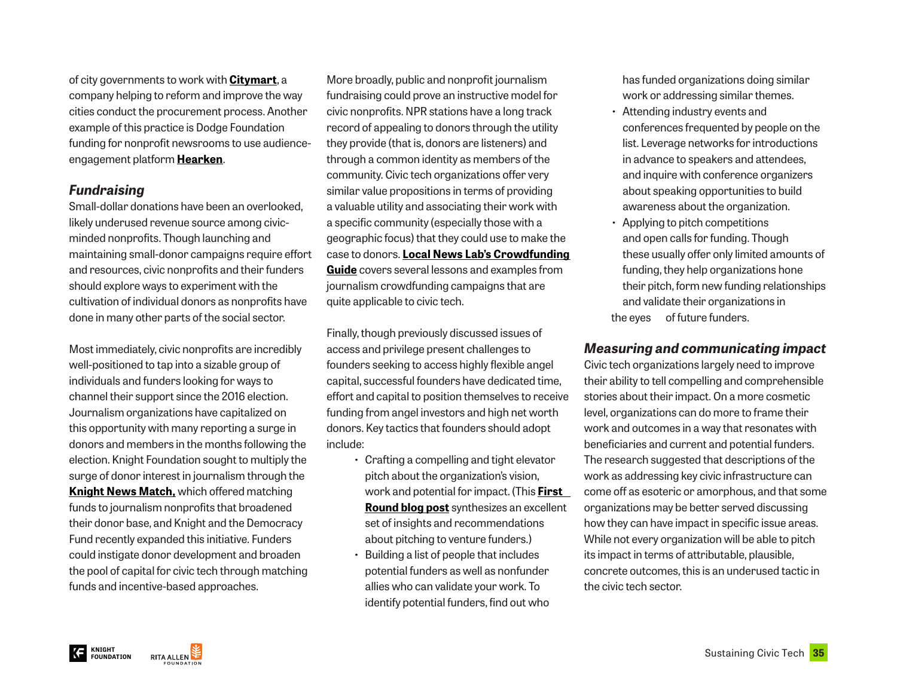of city governments to work with **Citymart**, a company helping to reform and improve the way cities conduct the procurement process. Another example of this practice is Dodge Foundation funding for nonprofit newsrooms to use audience-engagement platform **Hearken**.

### *Fundraising*

Small-dollar donations have been an overlooked, likely underused revenue source among civic-minded nonprofits. Though launching and maintaining small-donor campaigns require effort and resources, civic nonprofits and their funders should explore ways to experiment with the cultivation of individual donors as nonprofits have done in many other parts of the social sector.

Most immediately, civic nonprofits are incredibly well-positioned to tap into a sizable group of individuals and funders looking for ways to channel their support since the 2016 election. Journalism organizations have capitalized on this opportunity with many reporting a surge in donors and members in the months following the election. Knight Foundation sought to multiply the surge of donor interest in journalism through the **Knight News Match,** which offered matching funds to journalism nonprofits that broadened their donor base, and Knight and the Democracy Fund recently expanded this initiative. Funders could instigate donor development and broaden the pool of capital for civic tech through matching funds and incentive-based approaches.

More broadly, public and nonprofit journalism fundraising could prove an instructive model for civic nonprofits. NPR stations have a long track record of appealing to donors through the utility they provide (that is, donors are listeners) and through a common identity as members of the community. Civic tech organizations offer very similar value propositions in terms of providing a valuable utility and associating their work with a specific community (especially those with a geographic focus) that they could use to make the case to donors. **Local News Lab's Crowdfunding Guide** covers several lessons and examples from journalism crowdfunding campaigns that are quite applicable to civic tech.

Finally, though previously discussed issues of access and privilege present challenges to founders seeking to access highly flexible angel capital, successful founders have dedicated time, effort and capital to position themselves to receive funding from angel investors and high net worth donors. Key tactics that founders should adopt include:

- Crafting a compelling and tight elevator pitch about the organization's vision, work and potential for impact. (This **First Round blog post** synthesizes an excellent set of insights and recommendations about pitching to venture funders.)
- Building a list of people that includes potential funders as well as nonfunder allies who can validate your work. To identify potential funders, find out who has funded organizations doing similar work or addressing similar themes.
- Attending industry events and conferences frequented by people on the list. Leverage networks for introductions in advance to speakers and attendees, and inquire with conference organizers about speaking opportunities to build awareness about the organization.
- Applying to pitch competitions and open calls for funding. Though these usually offer only limited amounts of funding, they help organizations hone their pitch, form new funding relationships and validate their organizations in the eyes of future funders.

### *Measuring and communicating impact*

Civic tech organizations largely need to improve their ability to tell compelling and comprehensible stories about their impact. On a more cosmetic level, organizations can do more to frame their work and outcomes in a way that resonates with beneficiaries and current and potential funders. The research suggested that descriptions of the work as addressing key civic infrastructure can come off as esoteric or amorphous, and that some organizations may be better served discussing how they can have impact in specific issue areas. While not every organization will be able to pitch its impact in terms of attributable, plausible, concrete outcomes, this is an underused tactic in the civic tech sector.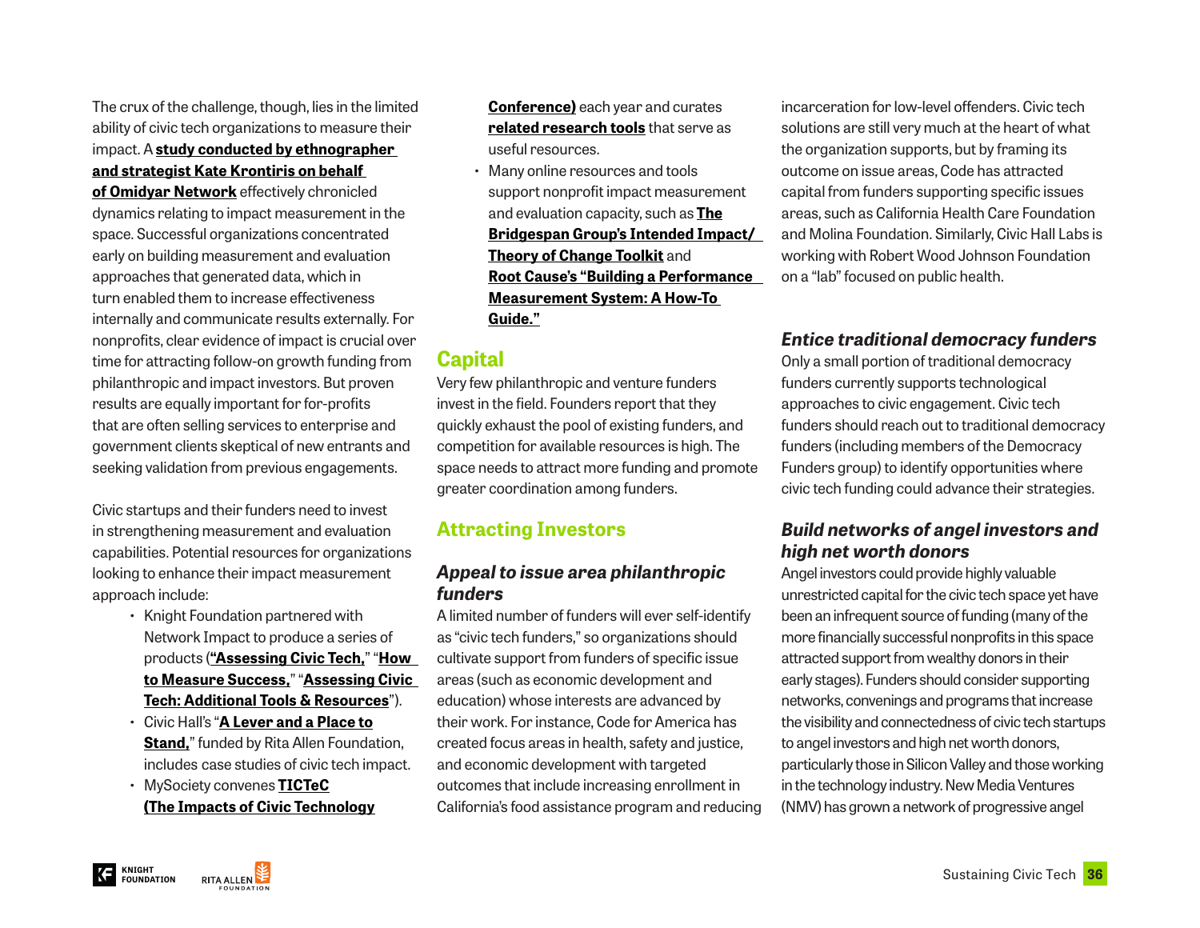The crux of the challenge, though, lies in the limited ability of civic tech organizations to measure their impact. A **study conducted by ethnographer and strategist Kate Krontiris on behalf of Omidyar Network** effectively chronicled dynamics relating to impact measurement in the space. Successful organizations concentrated early on building measurement and evaluation approaches that generated data, which in turn enabled them to increase effectiveness internally and communicate results externally. For nonprofits, clear evidence of impact is crucial over time for attracting follow-on growth funding from philanthropic and impact investors. But proven results are equally important for for-profits that are often selling services to enterprise and government clients skeptical of new entrants and seeking validation from previous engagements.

Civic startups and their funders need to invest in strengthening measurement and evaluation capabilities. Potential resources for organizations looking to enhance their impact measurement approach include:

- Knight Foundation partnered with Network Impact to produce a series of products (**"Assessing Civic Tech,"** "**How to Measure Success,**" "**Assessing Civic Tech: Additional Tools & Resources**").
- Civic Hall's "**A Lever and a Place to Stand,**" funded by Rita Allen Foundation, includes case studies of civic tech impact.
- MySociety convenes **TICTeC (The Impacts of Civic Technology Conference)** each year and curates **related research tools** that serve as useful resources.
- Many online resources and tools support nonprofit impact measurement and evaluation capacity, such as **The Bridgespan Group's Intended Impact/ Theory of Change Toolkit** and **Root Cause's "Building a Performance Measurement System: A How-To Guide."**

## Capital

Very few philanthropic and venture funders invest in the field. Founders report that they quickly exhaust the pool of existing funders, and competition for available resources is high. The space needs to attract more funding and promote greater coordination among funders.

## Attracting Investors

### *Appeal to issue area philanthropic funders*

A limited number of funders will ever self-identify as "civic tech funders," so organizations should cultivate support from funders of specific issue areas (such as economic development and education) whose interests are advanced by their work. For instance, Code for America has created focus areas in health, safety and justice, and economic development with targeted outcomes that include increasing enrollment in California's food assistance program and reducing incarceration for low-level offenders. Civic tech solutions are still very much at the heart of what the organization supports, but by framing its outcome on issue areas, Code has attracted capital from funders supporting specific issues areas, such as California Health Care Foundation and Molina Foundation. Similarly, Civic Hall Labs is working with Robert Wood Johnson Foundation on a "lab" focused on public health.

### *Entice traditional democracy funders*

Only a small portion of traditional democracy funders currently supports technological approaches to civic engagement. Civic tech funders should reach out to traditional democracy funders (including members of the Democracy Funders group) to identify opportunities where civic tech funding could advance their strategies.

### *Build networks of angel investors and high net worth donors*

Angel investors could provide highly valuable unrestricted capital for the civic tech space yet have been an infrequent source of funding (many of the more financially successful nonprofits in this space attracted support from wealthy donors in their early stages). Funders should consider supporting networks, convenings and programs that increase the visibility and connectedness of civic tech startups to angel investors and high net worth donors, particularly those in Silicon Valley and those working in the technology industry. New Media Ventures (NMV) has grown a network of progressive angel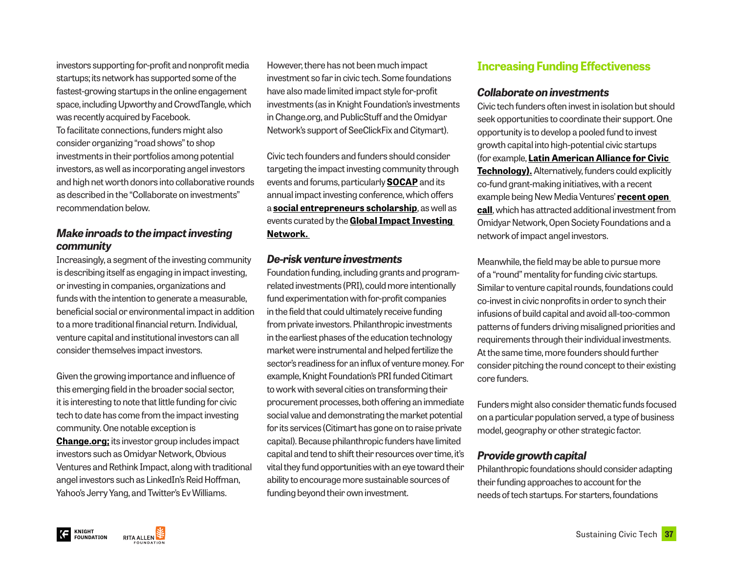investors supporting for-profit and nonprofit media startups; its network has supported some of the fastest-growing startups in the online engagement space, including Upworthy and CrowdTangle, which was recently acquired by Facebook.
To facilitate connections, funders might also consider organizing "road shows" to shop investments in their portfolios among potential investors, as well as incorporating angel investors and high net worth donors into collaborative rounds as described in the "Collaborate on investments" recommendation below.

### *Make inroads to the impact investing community*

Increasingly, a segment of the investing community is describing itself as engaging in impact investing, or investing in companies, organizations and funds with the intention to generate a measurable, beneficial social or environmental impact in addition to a more traditional financial return. Individual, venture capital and institutional investors can all consider themselves impact investors.

Given the growing importance and influence of this emerging field in the broader social sector, it is interesting to note that little funding for civic tech to date has come from the impact investing community. One notable exception is **Change.org;** its investor group includes impact investors such as Omidyar Network, Obvious Ventures and Rethink Impact, along with traditional angel investors such as LinkedIn's Reid Hoffman, Yahoo's Jerry Yang, and Twitter's Ev Williams.

However, there has not been much impact investment so far in civic tech. Some foundations have also made limited impact style for-profit investments (as in Knight Foundation's investments in Change.org, and PublicStuff and the Omidyar Network's support of SeeClickFix and Citymart).

Civic tech founders and funders should consider targeting the impact investing community through events and forums, particularly **SOCAP** and its annual impact investing conference, which offers a **social entrepreneurs scholarship**, as well as events curated by the **Global Impact Investing Network.**

### *De-risk venture investments*

Foundation funding, including grants and program-related investments (PRI), could more intentionally fund experimentation with for-profit companies in the field that could ultimately receive funding from private investors. Philanthropic investments in the earliest phases of the education technology market were instrumental and helped fertilize the sector's readiness for an influx of venture money. For example, Knight Foundation's PRI funded Citimart to work with several cities on transforming their procurement processes, both offering an immediate social value and demonstrating the market potential for its services (Citimart has gone on to raise private capital). Because philanthropic funders have limited capital and tend to shift their resources over time, it's vital they fund opportunities with an eye toward their ability to encourage more sustainable sources of funding beyond their own investment.

## Increasing Funding Effectiveness

### *Collaborate on investments*

Civic tech funders often invest in isolation but should seek opportunities to coordinate their support. One opportunity is to develop a pooled fund to invest growth capital into high-potential civic startups (for example, **Latin American Alliance for Civic Technology).** Alternatively, funders could explicitly co-fund grant-making initiatives, with a recent example being New Media Ventures' **recent open call**, which has attracted additional investment from Omidyar Network, Open Society Foundations and a network of impact angel investors.

Meanwhile, the field may be able to pursue more of a "round" mentality for funding civic startups. Similar to venture capital rounds, foundations could co-invest in civic nonprofits in order to synch their infusions of build capital and avoid all-too-common patterns of funders driving misaligned priorities and requirements through their individual investments. At the same time, more founders should further consider pitching the round concept to their existing core funders.

Funders might also consider thematic funds focused on a particular population served, a type of business model, geography or other strategic factor.

### *Provide growth capital*

Philanthropic foundations should consider adapting their funding approaches to account for the needs of tech startups. For starters, foundations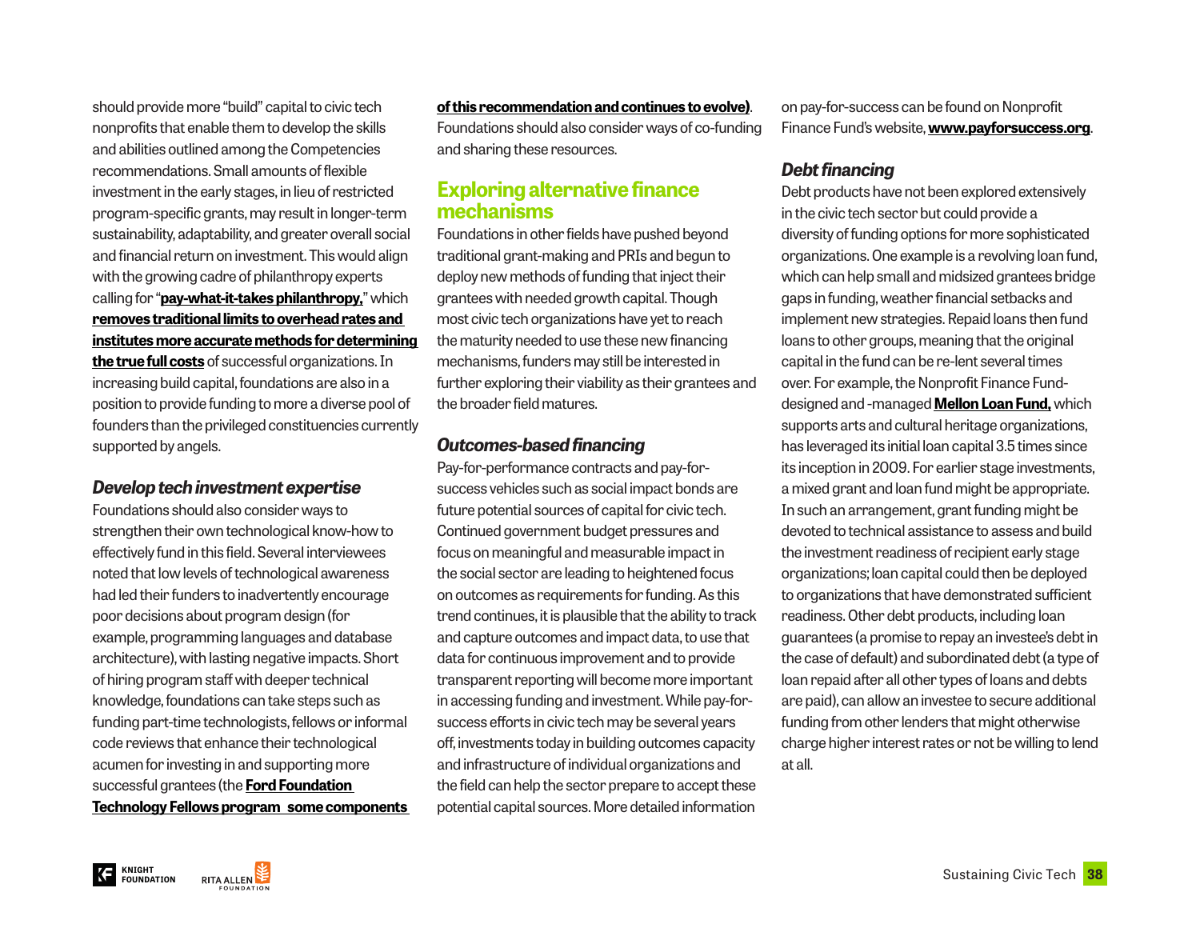should provide more "build" capital to civic tech nonprofits that enable them to develop the skills and abilities outlined among the Competencies recommendations. Small amounts of flexible investment in the early stages, in lieu of restricted program-specific grants, may result in longer-term sustainability, adaptability, and greater overall social and financial return on investment. This would align with the growing cadre of philanthropy experts calling for "**pay-what-it-takes philanthropy,**" which **removes traditional limits to overhead rates and institutes more accurate methods for determining the true full costs** of successful organizations. In increasing build capital, foundations are also in a position to provide funding to more a diverse pool of founders than the privileged constituencies currently supported by angels.

### *Develop tech investment expertise*

Foundations should also consider ways to strengthen their own technological know-how to effectively fund in this field. Several interviewees noted that low levels of technological awareness had led their funders to inadvertently encourage poor decisions about program design (for example, programming languages and database architecture), with lasting negative impacts. Short of hiring program staff with deeper technical knowledge, foundations can take steps such as funding part-time technologists, fellows or informal code reviews that enhance their technological acumen for investing in and supporting more successful grantees (the **Ford Foundation Technology Fellows program some components of this recommendation and continues to evolve)**. Foundations should also consider ways of co-funding and sharing these resources.

## Exploring alternative finance mechanisms

Foundations in other fields have pushed beyond traditional grant-making and PRIs and begun to deploy new methods of funding that inject their grantees with needed growth capital. Though most civic tech organizations have yet to reach the maturity needed to use these new financing mechanisms, funders may still be interested in further exploring their viability as their grantees and the broader field matures.

### *Outcomes-based financing*

Pay-for-performance contracts and pay-for-success vehicles such as social impact bonds are future potential sources of capital for civic tech. Continued government budget pressures and focus on meaningful and measurable impact in the social sector are leading to heightened focus on outcomes as requirements for funding. As this trend continues, it is plausible that the ability to track and capture outcomes and impact data, to use that data for continuous improvement and to provide transparent reporting will become more important in accessing funding and investment. While pay-for-success efforts in civic tech may be several years off, investments today in building outcomes capacity and infrastructure of individual organizations and the field can help the sector prepare to accept these potential capital sources. More detailed information on pay-for-success can be found on Nonprofit Finance Fund's website, **www.payforsuccess.org**.

### *Debt financing*

Debt products have not been explored extensively in the civic tech sector but could provide a diversity of funding options for more sophisticated organizations. One example is a revolving loan fund, which can help small and midsized grantees bridge gaps in funding, weather financial setbacks and implement new strategies. Repaid loans then fund loans to other groups, meaning that the original capital in the fund can be re-lent several times over. For example, the Nonprofit Finance Fund-designed and -managed **Mellon Loan Fund,** which supports arts and cultural heritage organizations, has leveraged its initial loan capital 3.5 times since its inception in 2009. For earlier stage investments, a mixed grant and loan fund might be appropriate. In such an arrangement, grant funding might be devoted to technical assistance to assess and build the investment readiness of recipient early stage organizations; loan capital could then be deployed to organizations that have demonstrated sufficient readiness. Other debt products, including loan guarantees (a promise to repay an investee's debt in the case of default) and subordinated debt (a type of loan repaid after all other types of loans and debts are paid), can allow an investee to secure additional funding from other lenders that might otherwise charge higher interest rates or not be willing to lend at all.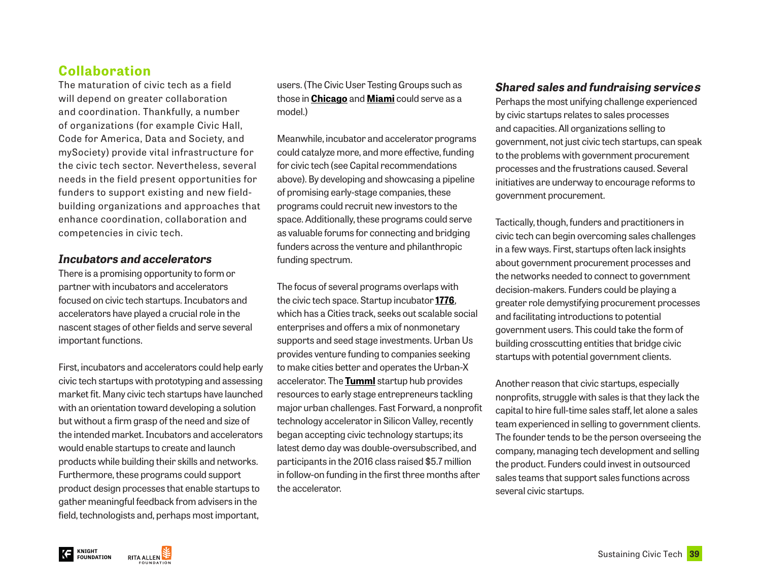## Collaboration

The maturation of civic tech as a field will depend on greater collaboration and coordination. Thankfully, a number of organizations (for example Civic Hall, Code for America, Data and Society, and mySociety) provide vital infrastructure for the civic tech sector. Nevertheless, several needs in the field present opportunities for funders to support existing and new field-building organizations and approaches that enhance coordination, collaboration and competencies in civic tech.

### *Incubators and accelerators*

There is a promising opportunity to form or partner with incubators and accelerators focused on civic tech startups. Incubators and accelerators have played a crucial role in the nascent stages of other fields and serve several important functions.

First, incubators and accelerators could help early civic tech startups with prototyping and assessing market fit. Many civic tech startups have launched with an orientation toward developing a solution but without a firm grasp of the need and size of the intended market. Incubators and accelerators would enable startups to create and launch products while building their skills and networks. Furthermore, these programs could support product design processes that enable startups to gather meaningful feedback from advisers in the field, technologists and, perhaps most important, users. (The Civic User Testing Groups such as those in **Chicago** and **Miami** could serve as a model.)

Meanwhile, incubator and accelerator programs could catalyze more, and more effective, funding for civic tech (see Capital recommendations above). By developing and showcasing a pipeline of promising early-stage companies, these programs could recruit new investors to the space. Additionally, these programs could serve as valuable forums for connecting and bridging funders across the venture and philanthropic funding spectrum.

The focus of several programs overlaps with the civic tech space. Startup incubator **1776**, which has a Cities track, seeks out scalable social enterprises and offers a mix of nonmonetary supports and seed stage investments. Urban Us provides venture funding to companies seeking to make cities better and operates the Urban-X accelerator. The **Tumml** startup hub provides resources to early stage entrepreneurs tackling major urban challenges. Fast Forward, a nonprofit technology accelerator in Silicon Valley, recently began accepting civic technology startups; its latest demo day was double-oversubscribed, and participants in the 2016 class raised $5.7 million in follow-on funding in the first three months after the accelerator.

### *Shared sales and fundraising services*

Perhaps the most unifying challenge experienced by civic startups relates to sales processes and capacities. All organizations selling to government, not just civic tech startups, can speak to the problems with government procurement processes and the frustrations caused. Several initiatives are underway to encourage reforms to government procurement.

Tactically, though, funders and practitioners in civic tech can begin overcoming sales challenges in a few ways. First, startups often lack insights about government procurement processes and the networks needed to connect to government decision-makers. Funders could be playing a greater role demystifying procurement processes and facilitating introductions to potential government users. This could take the form of building crosscutting entities that bridge civic startups with potential government clients.

Another reason that civic startups, especially nonprofits, struggle with sales is that they lack the capital to hire full-time sales staff, let alone a sales team experienced in selling to government clients. The founder tends to be the person overseeing the company, managing tech development and selling the product. Funders could invest in outsourced sales teams that support sales functions across several civic startups.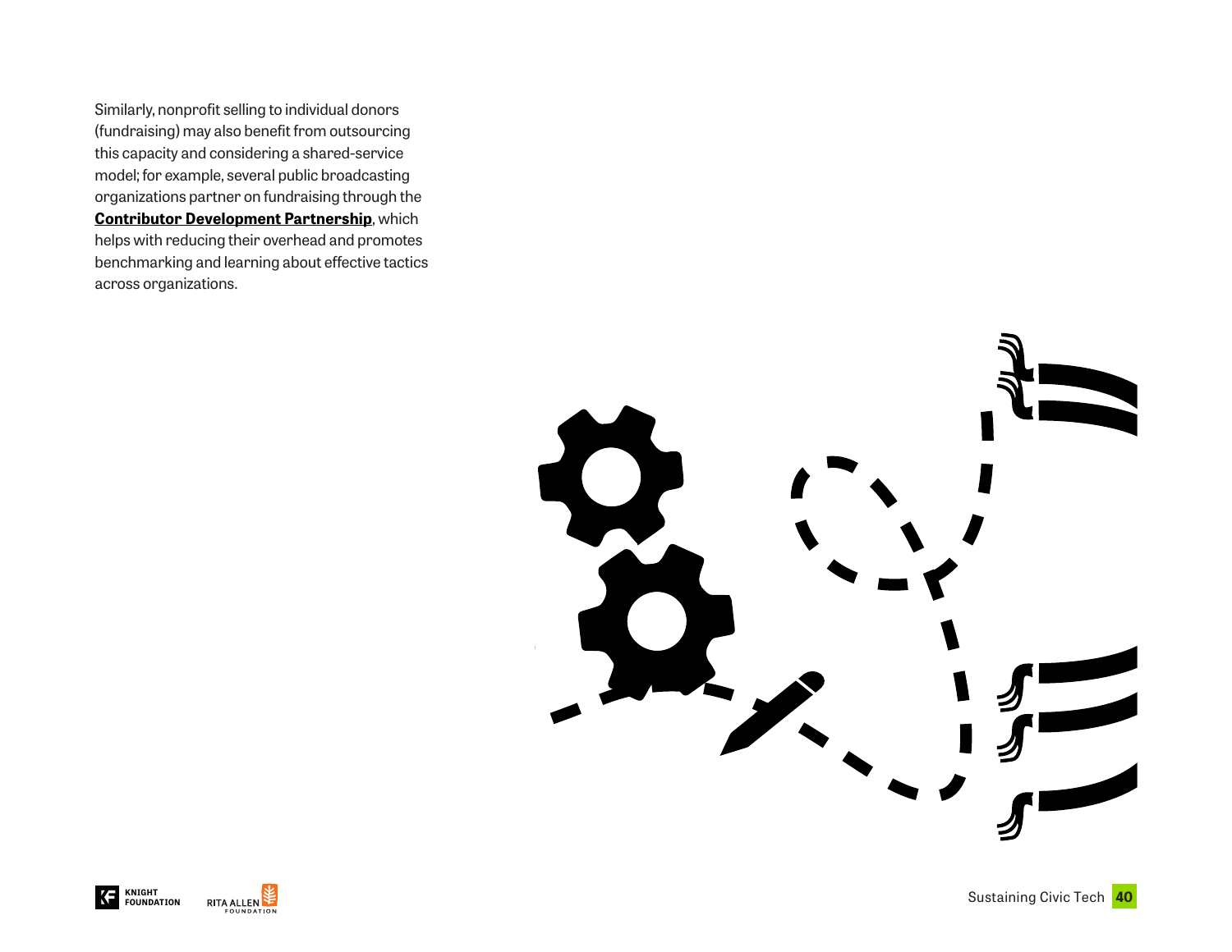Similarly, nonprofit selling to individual donors (fundraising) may also benefit from outsourcing this capacity and considering a shared-service model; for example, several public broadcasting organizations partner on fundraising through the **Contributor Development Partnership**, which helps with reducing their overhead and promotes benchmarking and learning about effective tactics across organizations.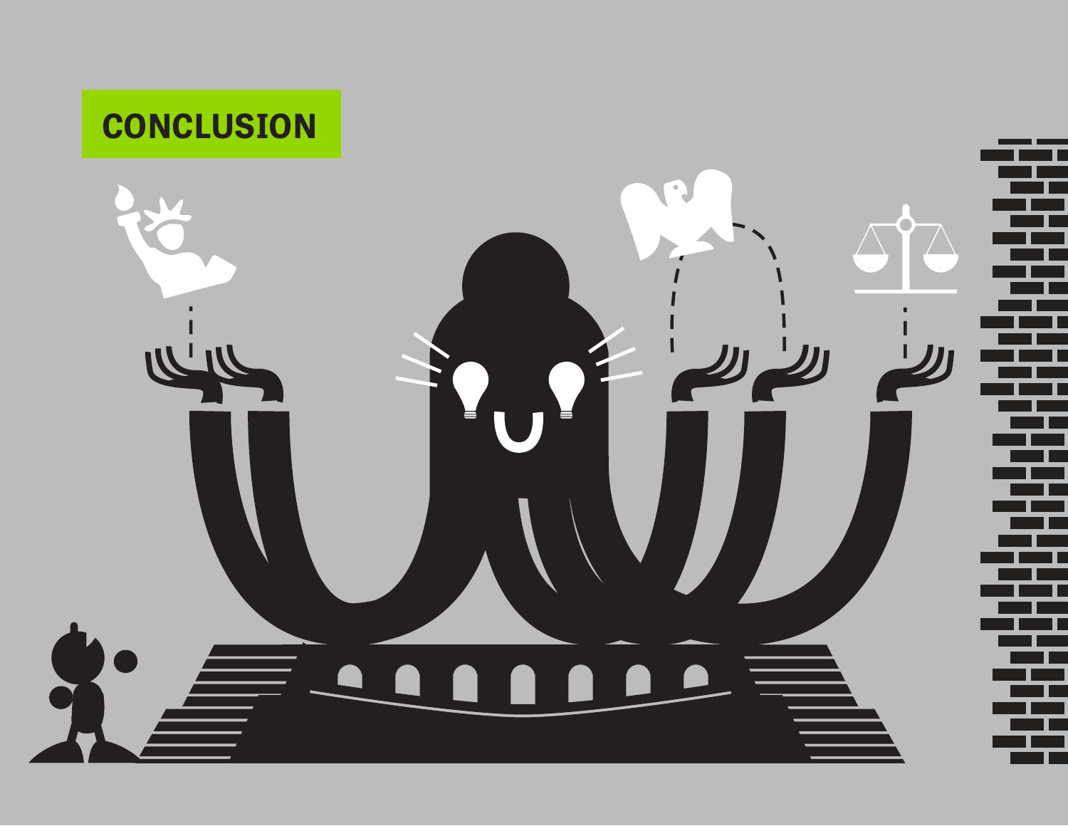# CONCLUSION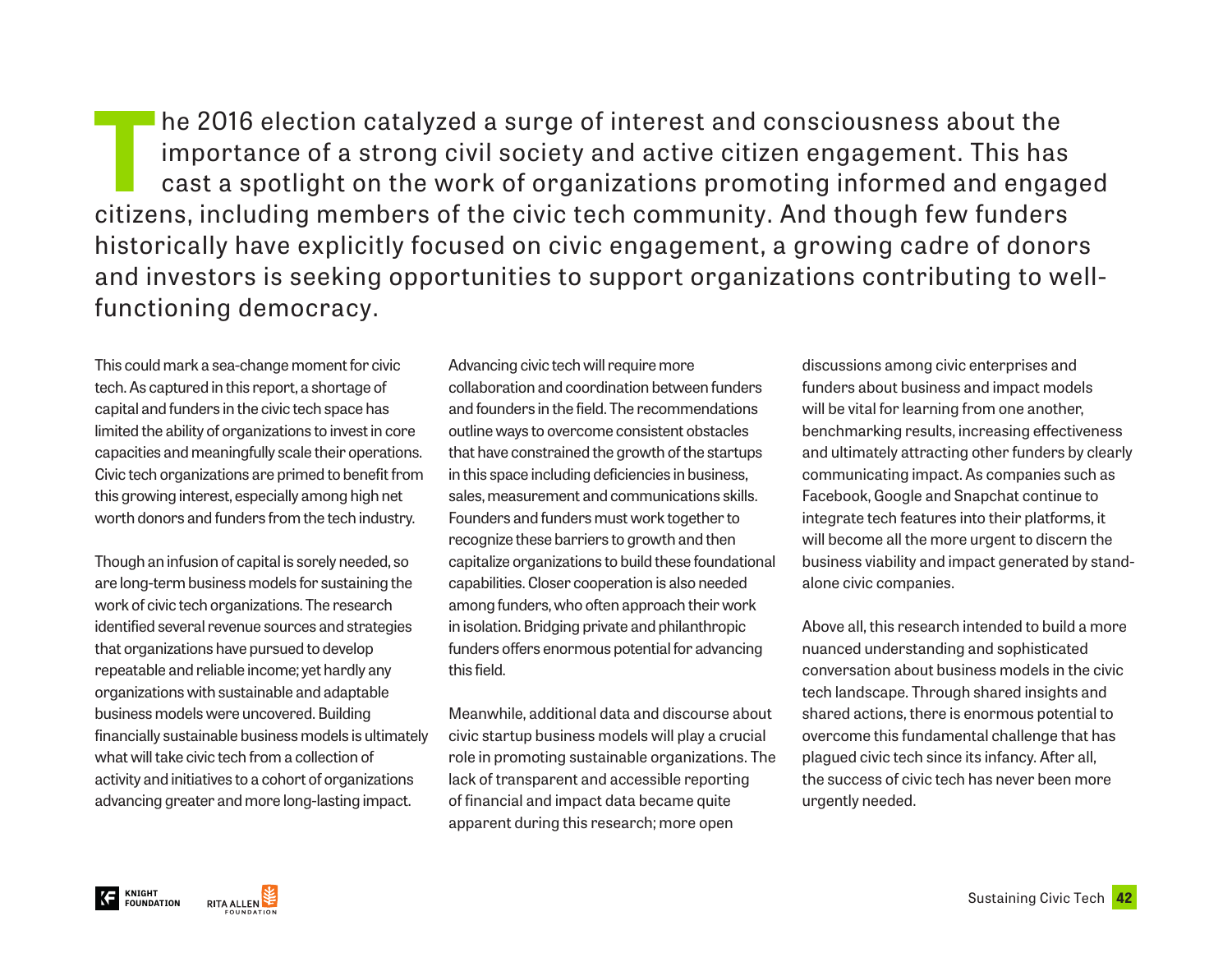The 2016 election catalyzed a surge of interest and consciousness about the importance of a strong civil society and active citizen engagement. This has cast a spotlight on the work of organizations promoting informed and engaged citizens, including members of the civic tech community. And though few funders historically have explicitly focused on civic engagement, a growing cadre of donors and investors is seeking opportunities to support organizations contributing to well-functioning democracy.

This could mark a sea-change moment for civic tech. As captured in this report, a shortage of capital and funders in the civic tech space has limited the ability of organizations to invest in core capacities and meaningfully scale their operations. Civic tech organizations are primed to benefit from this growing interest, especially among high net worth donors and funders from the tech industry.

Though an infusion of capital is sorely needed, so are long-term business models for sustaining the work of civic tech organizations. The research identified several revenue sources and strategies that organizations have pursued to develop repeatable and reliable income; yet hardly any organizations with sustainable and adaptable business models were uncovered. Building financially sustainable business models is ultimately what will take civic tech from a collection of activity and initiatives to a cohort of organizations advancing greater and more long-lasting impact.

Advancing civic tech will require more collaboration and coordination between funders and founders in the field. The recommendations outline ways to overcome consistent obstacles that have constrained the growth of the startups in this space including deficiencies in business, sales, measurement and communications skills. Founders and funders must work together to recognize these barriers to growth and then capitalize organizations to build these foundational capabilities. Closer cooperation is also needed among funders, who often approach their work in isolation. Bridging private and philanthropic funders offers enormous potential for advancing this field.

Meanwhile, additional data and discourse about civic startup business models will play a crucial role in promoting sustainable organizations. The lack of transparent and accessible reporting of financial and impact data became quite apparent during this research; more open discussions among civic enterprises and funders about business and impact models will be vital for learning from one another, benchmarking results, increasing effectiveness and ultimately attracting other funders by clearly communicating impact. As companies such as Facebook, Google and Snapchat continue to integrate tech features into their platforms, it will become all the more urgent to discern the business viability and impact generated by stand-alone civic companies.

Above all, this research intended to build a more nuanced understanding and sophisticated conversation about business models in the civic tech landscape. Through shared insights and shared actions, there is enormous potential to overcome this fundamental challenge that has plagued civic tech since its infancy. After all, the success of civic tech has never been more urgently needed.